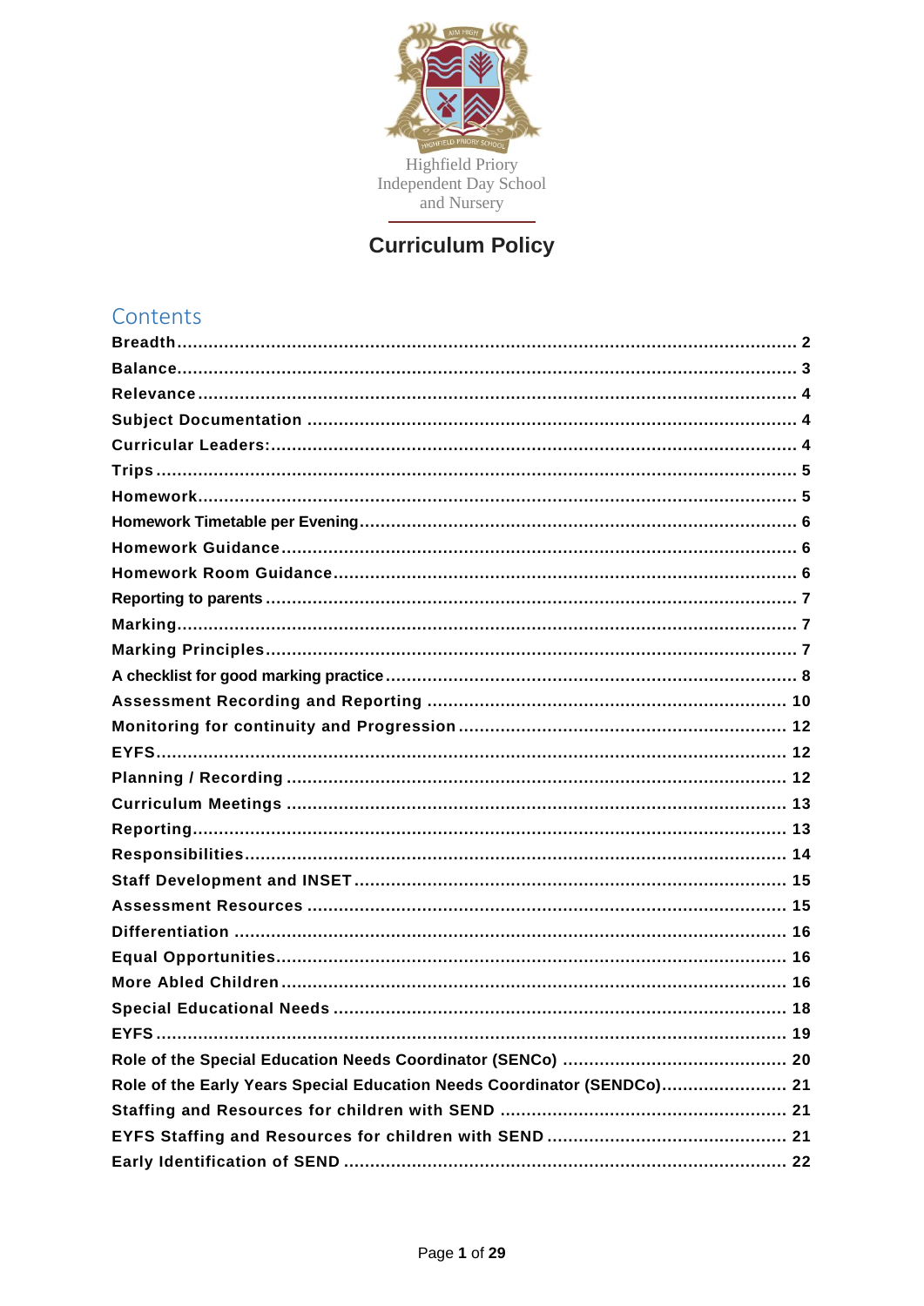Highfield Priory
Independent Day School
and Nursery

# Curriculum Policy

## Contents

- Breadth ... 2
- Balance ... 3
- Relevance ... 4
- Subject Documentation ... 4
- Curricular Leaders: ... 4
- Trips ... 5
- Homework ... 5
- Homework Timetable per Evening ... 6
- Homework Guidance ... 6
- Homework Room Guidance ... 6
- Reporting to parents ... 7
- Marking ... 7
- Marking Principles ... 7
- A checklist for good marking practice ... 8
- Assessment Recording and Reporting ... 10
- Monitoring for continuity and Progression ... 12
- EYFS ... 12
- Planning / Recording ... 12
- Curriculum Meetings ... 13
- Reporting ... 13
- Responsibilities ... 14
- Staff Development and INSET ... 15
- Assessment Resources ... 15
- Differentiation ... 16
- Equal Opportunities ... 16
- More Abled Children ... 16
- Special Educational Needs ... 18
- EYFS ... 19
- Role of the Special Education Needs Coordinator (SENCo) ... 20
- Role of the Early Years Special Education Needs Coordinator (SENDCo) ... 21
- Staffing and Resources for children with SEND ... 21
- EYFS Staffing and Resources for children with SEND ... 21
- Early Identification of SEND ... 22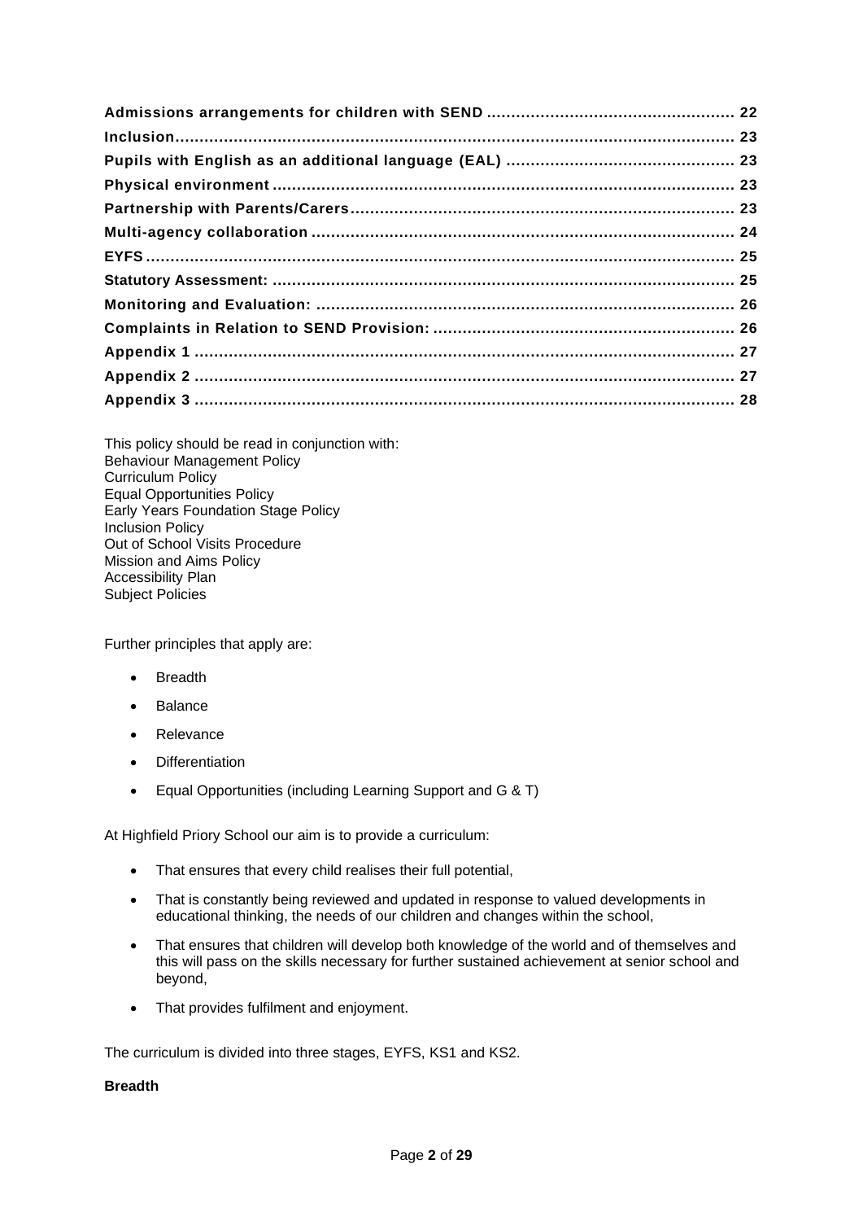**Admissions arrangements for children with SEND ................................................. 22**
**Inclusion....................................................................................................................... 23**
**Pupils with English as an additional language (EAL) ............................................. 23**
**Physical environment .................................................................................................. 23**
**Partnership with Parents/Carers................................................................................. 23**
**Multi-agency collaboration ........................................................................................ 24**
**EYFS ............................................................................................................................. 25**
**Statutory Assessment: ................................................................................................ 25**
**Monitoring and Evaluation: ....................................................................................... 26**
**Complaints in Relation to SEND Provision: ............................................................. 26**
**Appendix 1 ................................................................................................................... 27**
**Appendix 2 ................................................................................................................... 27**
**Appendix 3 ................................................................................................................... 28**

This policy should be read in conjunction with:
Behaviour Management Policy
Curriculum Policy
Equal Opportunities Policy
Early Years Foundation Stage Policy
Inclusion Policy
Out of School Visits Procedure
Mission and Aims Policy
Accessibility Plan
Subject Policies

Further principles that apply are:

- Breadth
- Balance
- Relevance
- Differentiation
- Equal Opportunities (including Learning Support and G & T)

At Highfield Priory School our aim is to provide a curriculum:

- That ensures that every child realises their full potential,
- That is constantly being reviewed and updated in response to valued developments in educational thinking, the needs of our children and changes within the school,
- That ensures that children will develop both knowledge of the world and of themselves and this will pass on the skills necessary for further sustained achievement at senior school and beyond,
- That provides fulfilment and enjoyment.

The curriculum is divided into three stages, EYFS, KS1 and KS2.

**Breadth**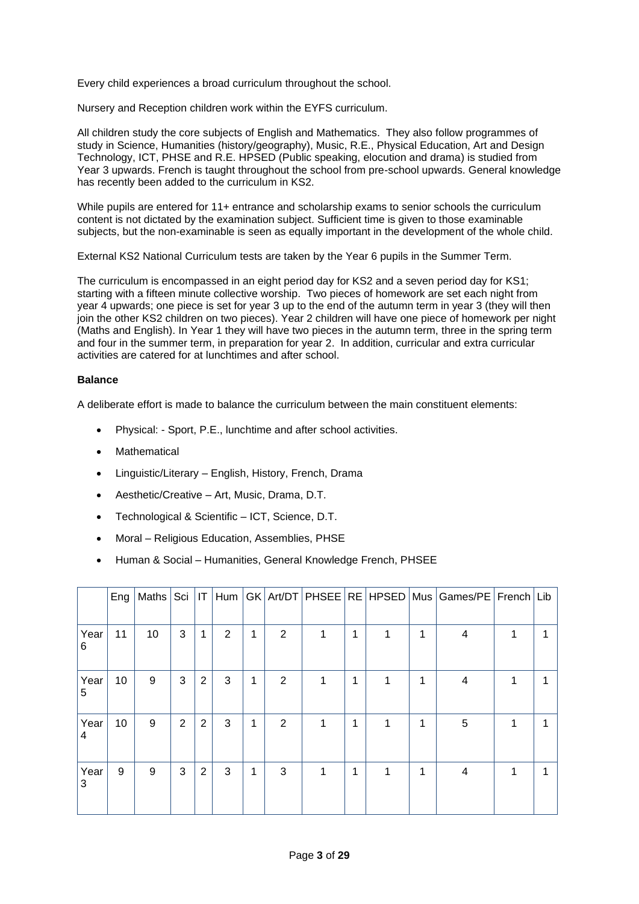Every child experiences a broad curriculum throughout the school.

Nursery and Reception children work within the EYFS curriculum.

All children study the core subjects of English and Mathematics. They also follow programmes of study in Science, Humanities (history/geography), Music, R.E., Physical Education, Art and Design Technology, ICT, PHSE and R.E. HPSED (Public speaking, elocution and drama) is studied from Year 3 upwards. French is taught throughout the school from pre-school upwards. General knowledge has recently been added to the curriculum in KS2.

While pupils are entered for 11+ entrance and scholarship exams to senior schools the curriculum content is not dictated by the examination subject. Sufficient time is given to those examinable subjects, but the non-examinable is seen as equally important in the development of the whole child.

External KS2 National Curriculum tests are taken by the Year 6 pupils in the Summer Term.

The curriculum is encompassed in an eight period day for KS2 and a seven period day for KS1; starting with a fifteen minute collective worship. Two pieces of homework are set each night from year 4 upwards; one piece is set for year 3 up to the end of the autumn term in year 3 (they will then join the other KS2 children on two pieces). Year 2 children will have one piece of homework per night (Maths and English). In Year 1 they will have two pieces in the autumn term, three in the spring term and four in the summer term, in preparation for year 2. In addition, curricular and extra curricular activities are catered for at lunchtimes and after school.

**Balance**

A deliberate effort is made to balance the curriculum between the main constituent elements:

- Physical: - Sport, P.E., lunchtime and after school activities.
- Mathematical
- Linguistic/Literary – English, History, French, Drama
- Aesthetic/Creative – Art, Music, Drama, D.T.
- Technological & Scientific – ICT, Science, D.T.
- Moral – Religious Education, Assemblies, PHSE
- Human & Social – Humanities, General Knowledge French, PHSEE

| | Eng | Maths | Sci | IT | Hum | GK | Art/DT | PHSEE | RE | HPSED | Mus | Games/PE | French | Lib |
|---|---|---|---|---|---|---|---|---|---|---|---|---|---|---|
| Year 6 | 11 | 10 | 3 | 1 | 2 | 1 | 2 | 1 | 1 | 1 | 1 | 4 | 1 | 1 |
| Year 5 | 10 | 9 | 3 | 2 | 3 | 1 | 2 | 1 | 1 | 1 | 1 | 4 | 1 | 1 |
| Year 4 | 10 | 9 | 2 | 2 | 3 | 1 | 2 | 1 | 1 | 1 | 1 | 5 | 1 | 1 |
| Year 3 | 9 | 9 | 3 | 2 | 3 | 1 | 3 | 1 | 1 | 1 | 1 | 4 | 1 | 1 |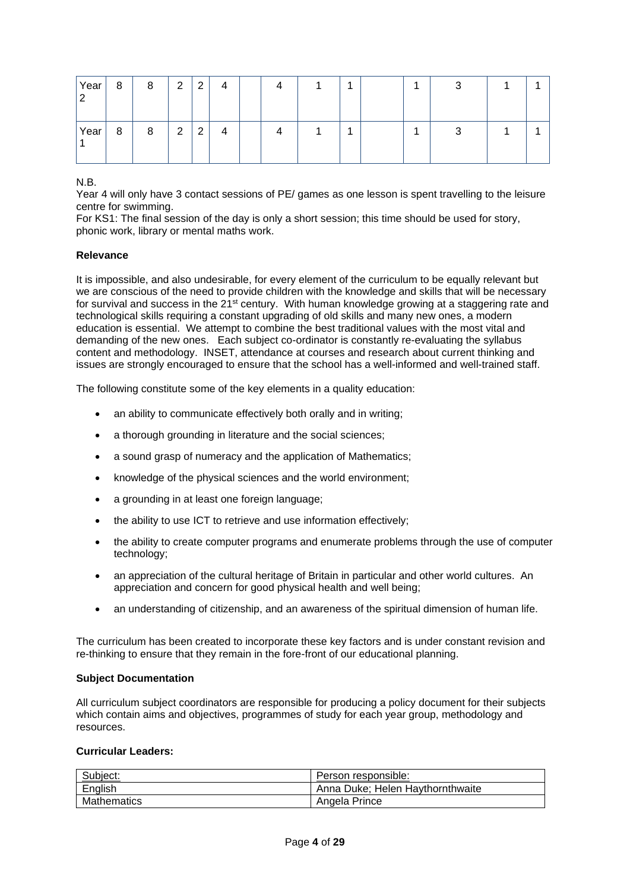| | | | | | | | | | | | | | | |
|---|---|---|---|---|---|---|---|---|---|---|---|---|---|---|
| Year 2 | 8 | 8 | 2 | 2 | 4 | | 4 | 1 | 1 | | 1 | 3 | 1 | 1 |
| Year 1 | 8 | 8 | 2 | 2 | 4 | | 4 | 1 | 1 | | 1 | 3 | 1 | 1 |

N.B.
Year 4 will only have 3 contact sessions of PE/ games as one lesson is spent travelling to the leisure centre for swimming.
For KS1: The final session of the day is only a short session; this time should be used for story, phonic work, library or mental maths work.

**Relevance**

It is impossible, and also undesirable, for every element of the curriculum to be equally relevant but we are conscious of the need to provide children with the knowledge and skills that will be necessary for survival and success in the 21st century. With human knowledge growing at a staggering rate and technological skills requiring a constant upgrading of old skills and many new ones, a modern education is essential. We attempt to combine the best traditional values with the most vital and demanding of the new ones. Each subject co-ordinator is constantly re-evaluating the syllabus content and methodology. INSET, attendance at courses and research about current thinking and issues are strongly encouraged to ensure that the school has a well-informed and well-trained staff.

The following constitute some of the key elements in a quality education:

- an ability to communicate effectively both orally and in writing;
- a thorough grounding in literature and the social sciences;
- a sound grasp of numeracy and the application of Mathematics;
- knowledge of the physical sciences and the world environment;
- a grounding in at least one foreign language;
- the ability to use ICT to retrieve and use information effectively;
- the ability to create computer programs and enumerate problems through the use of computer technology;
- an appreciation of the cultural heritage of Britain in particular and other world cultures. An appreciation and concern for good physical health and well being;
- an understanding of citizenship, and an awareness of the spiritual dimension of human life.

The curriculum has been created to incorporate these key factors and is under constant revision and re-thinking to ensure that they remain in the fore-front of our educational planning.

**Subject Documentation**

All curriculum subject coordinators are responsible for producing a policy document for their subjects which contain aims and objectives, programmes of study for each year group, methodology and resources.

**Curricular Leaders:**

| Subject: | Person responsible: |
|---|---|
| English | Anna Duke; Helen Haythornthwaite |
| Mathematics | Angela Prince |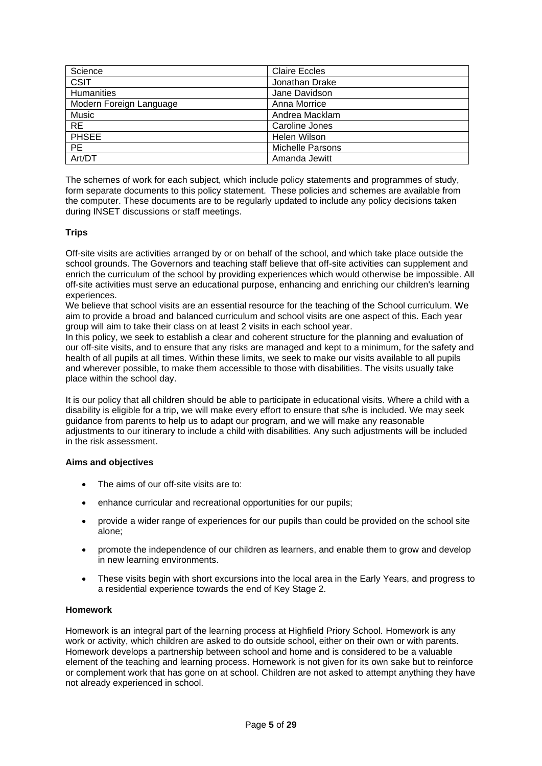| Science | Claire Eccles |
|---|---|
| CSIT | Jonathan Drake |
| Humanities | Jane Davidson |
| Modern Foreign Language | Anna Morrice |
| Music | Andrea Macklam |
| RE | Caroline Jones |
| PHSEE | Helen Wilson |
| PE | Michelle Parsons |
| Art/DT | Amanda Jewitt |

The schemes of work for each subject, which include policy statements and programmes of study, form separate documents to this policy statement. These policies and schemes are available from the computer. These documents are to be regularly updated to include any policy decisions taken during INSET discussions or staff meetings.

**Trips**

Off-site visits are activities arranged by or on behalf of the school, and which take place outside the school grounds. The Governors and teaching staff believe that off-site activities can supplement and enrich the curriculum of the school by providing experiences which would otherwise be impossible. All off-site activities must serve an educational purpose, enhancing and enriching our children's learning experiences.

We believe that school visits are an essential resource for the teaching of the School curriculum. We aim to provide a broad and balanced curriculum and school visits are one aspect of this. Each year group will aim to take their class on at least 2 visits in each school year.

In this policy, we seek to establish a clear and coherent structure for the planning and evaluation of our off-site visits, and to ensure that any risks are managed and kept to a minimum, for the safety and health of all pupils at all times. Within these limits, we seek to make our visits available to all pupils and wherever possible, to make them accessible to those with disabilities. The visits usually take place within the school day.

It is our policy that all children should be able to participate in educational visits. Where a child with a disability is eligible for a trip, we will make every effort to ensure that s/he is included. We may seek guidance from parents to help us to adapt our program, and we will make any reasonable adjustments to our itinerary to include a child with disabilities. Any such adjustments will be included in the risk assessment.

**Aims and objectives**

- The aims of our off-site visits are to:
- enhance curricular and recreational opportunities for our pupils;
- provide a wider range of experiences for our pupils than could be provided on the school site alone;
- promote the independence of our children as learners, and enable them to grow and develop in new learning environments.
- These visits begin with short excursions into the local area in the Early Years, and progress to a residential experience towards the end of Key Stage 2.

**Homework**

Homework is an integral part of the learning process at Highfield Priory School. Homework is any work or activity, which children are asked to do outside school, either on their own or with parents. Homework develops a partnership between school and home and is considered to be a valuable element of the teaching and learning process. Homework is not given for its own sake but to reinforce or complement work that has gone on at school. Children are not asked to attempt anything they have not already experienced in school.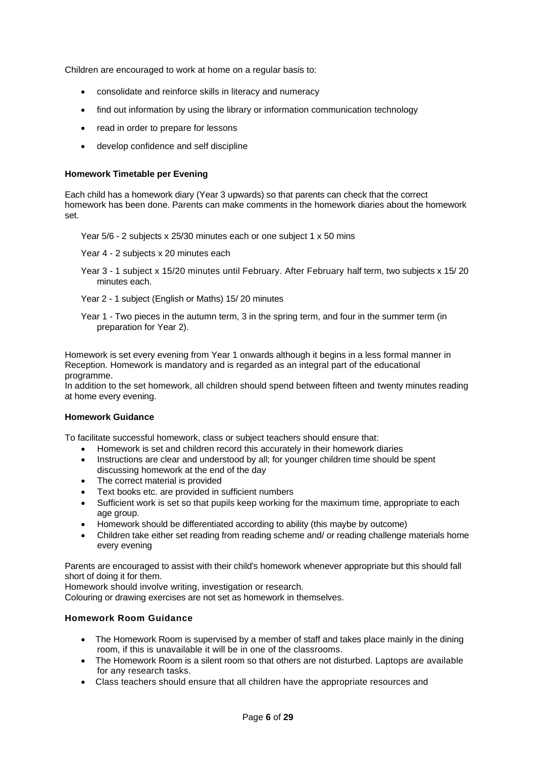Children are encouraged to work at home on a regular basis to:

- consolidate and reinforce skills in literacy and numeracy
- find out information by using the library or information communication technology
- read in order to prepare for lessons
- develop confidence and self discipline

**Homework Timetable per Evening**

Each child has a homework diary (Year 3 upwards) so that parents can check that the correct homework has been done. Parents can make comments in the homework diaries about the homework set.

Year 5/6 - 2 subjects x 25/30 minutes each or one subject 1 x 50 mins

Year 4 - 2 subjects x 20 minutes each

Year 3 - 1 subject x 15/20 minutes until February. After February half term, two subjects x 15/ 20 minutes each.

Year 2 - 1 subject (English or Maths) 15/ 20 minutes

Year 1 - Two pieces in the autumn term, 3 in the spring term, and four in the summer term (in preparation for Year 2).

Homework is set every evening from Year 1 onwards although it begins in a less formal manner in Reception. Homework is mandatory and is regarded as an integral part of the educational programme.
In addition to the set homework, all children should spend between fifteen and twenty minutes reading at home every evening.

**Homework Guidance**

To facilitate successful homework, class or subject teachers should ensure that:

- Homework is set and children record this accurately in their homework diaries
- Instructions are clear and understood by all; for younger children time should be spent discussing homework at the end of the day
- The correct material is provided
- Text books etc. are provided in sufficient numbers
- Sufficient work is set so that pupils keep working for the maximum time, appropriate to each age group.
- Homework should be differentiated according to ability (this maybe by outcome)
- Children take either set reading from reading scheme and/ or reading challenge materials home every evening

Parents are encouraged to assist with their child's homework whenever appropriate but this should fall short of doing it for them.
Homework should involve writing, investigation or research.
Colouring or drawing exercises are not set as homework in themselves.

**Homework Room Guidance**

- The Homework Room is supervised by a member of staff and takes place mainly in the dining room, if this is unavailable it will be in one of the classrooms.
- The Homework Room is a silent room so that others are not disturbed. Laptops are available for any research tasks.
- Class teachers should ensure that all children have the appropriate resources and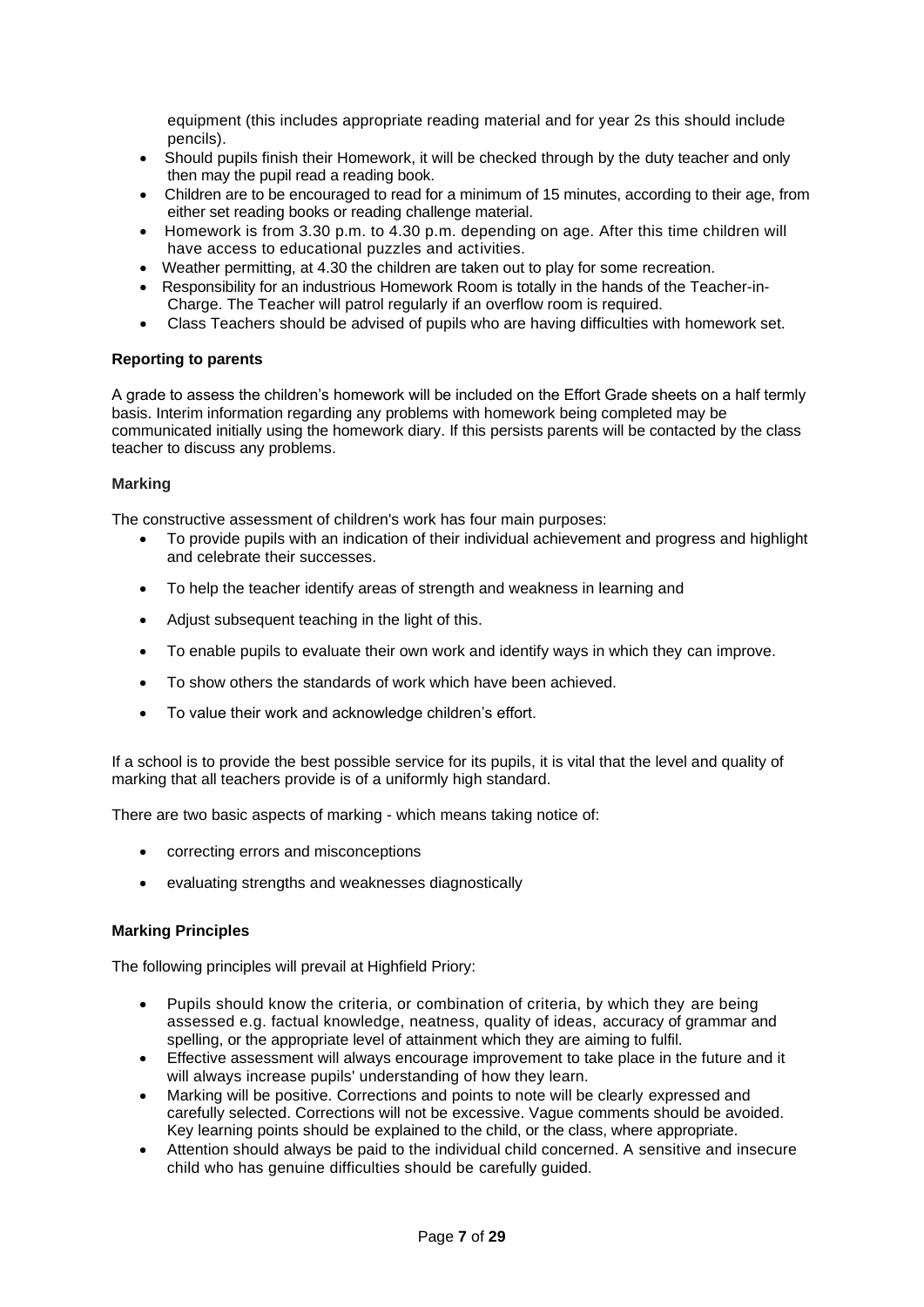equipment (this includes appropriate reading material and for year 2s this should include pencils).

- Should pupils finish their Homework, it will be checked through by the duty teacher and only then may the pupil read a reading book.
- Children are to be encouraged to read for a minimum of 15 minutes, according to their age, from either set reading books or reading challenge material.
- Homework is from 3.30 p.m. to 4.30 p.m. depending on age. After this time children will have access to educational puzzles and activities.
- Weather permitting, at 4.30 the children are taken out to play for some recreation.
- Responsibility for an industrious Homework Room is totally in the hands of the Teacher-in-Charge. The Teacher will patrol regularly if an overflow room is required.
- Class Teachers should be advised of pupils who are having difficulties with homework set.

**Reporting to parents**

A grade to assess the children's homework will be included on the Effort Grade sheets on a half termly basis. Interim information regarding any problems with homework being completed may be communicated initially using the homework diary. If this persists parents will be contacted by the class teacher to discuss any problems.

**Marking**

The constructive assessment of children's work has four main purposes:

- To provide pupils with an indication of their individual achievement and progress and highlight and celebrate their successes.
- To help the teacher identify areas of strength and weakness in learning and
- Adjust subsequent teaching in the light of this.
- To enable pupils to evaluate their own work and identify ways in which they can improve.
- To show others the standards of work which have been achieved.
- To value their work and acknowledge children's effort.

If a school is to provide the best possible service for its pupils, it is vital that the level and quality of marking that all teachers provide is of a uniformly high standard.

There are two basic aspects of marking - which means taking notice of:

- correcting errors and misconceptions
- evaluating strengths and weaknesses diagnostically

**Marking Principles**

The following principles will prevail at Highfield Priory:

- Pupils should know the criteria, or combination of criteria, by which they are being assessed e.g. factual knowledge, neatness, quality of ideas, accuracy of grammar and spelling, or the appropriate level of attainment which they are aiming to fulfil.
- Effective assessment will always encourage improvement to take place in the future and it will always increase pupils' understanding of how they learn.
- Marking will be positive. Corrections and points to note will be clearly expressed and carefully selected. Corrections will not be excessive. Vague comments should be avoided. Key learning points should be explained to the child, or the class, where appropriate.
- Attention should always be paid to the individual child concerned. A sensitive and insecure child who has genuine difficulties should be carefully guided.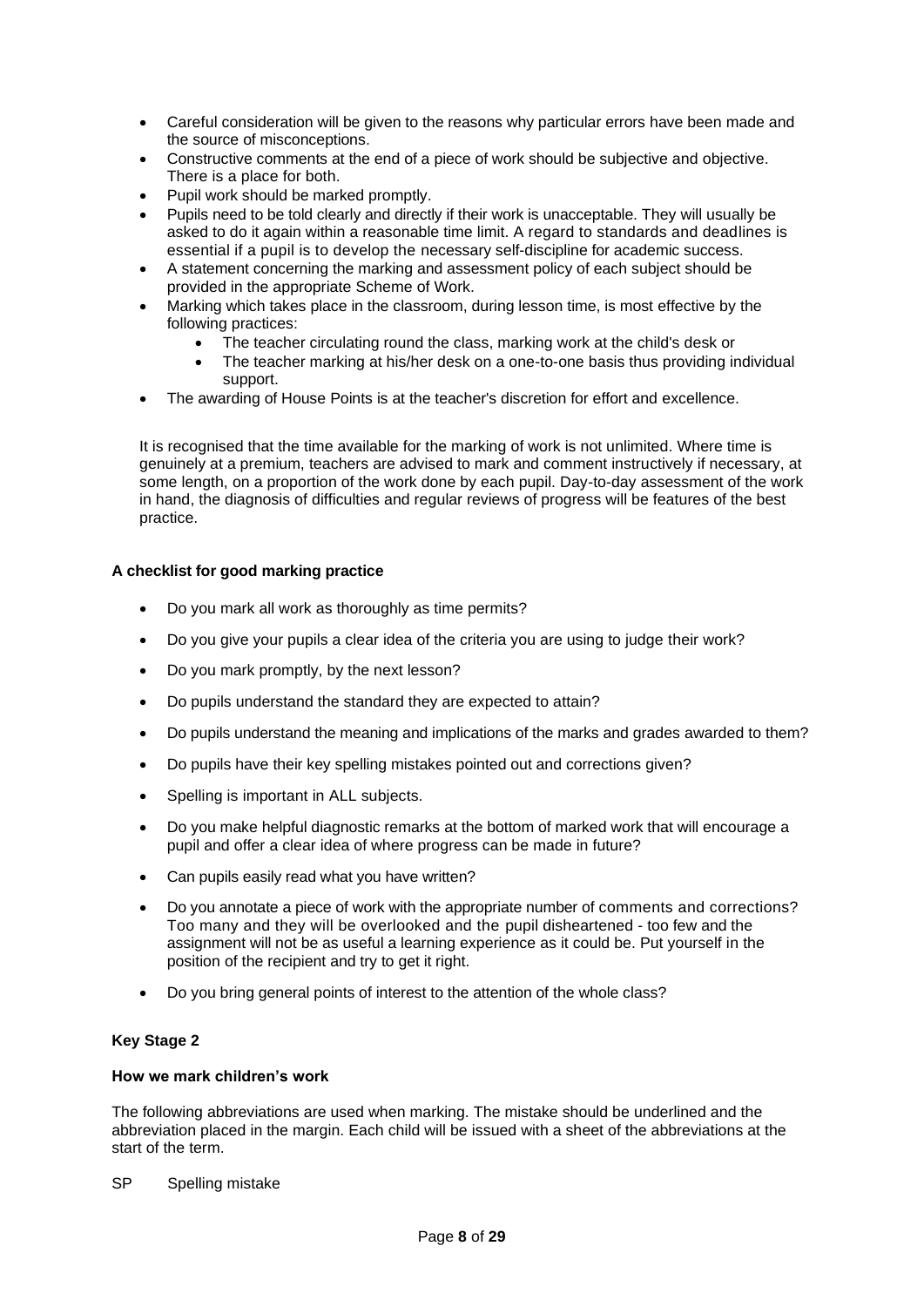- Careful consideration will be given to the reasons why particular errors have been made and the source of misconceptions.
- Constructive comments at the end of a piece of work should be subjective and objective. There is a place for both.
- Pupil work should be marked promptly.
- Pupils need to be told clearly and directly if their work is unacceptable. They will usually be asked to do it again within a reasonable time limit. A regard to standards and deadlines is essential if a pupil is to develop the necessary self-discipline for academic success.
- A statement concerning the marking and assessment policy of each subject should be provided in the appropriate Scheme of Work.
- Marking which takes place in the classroom, during lesson time, is most effective by the following practices:
    - The teacher circulating round the class, marking work at the child's desk or
    - The teacher marking at his/her desk on a one-to-one basis thus providing individual support.
- The awarding of House Points is at the teacher's discretion for effort and excellence.

It is recognised that the time available for the marking of work is not unlimited. Where time is genuinely at a premium, teachers are advised to mark and comment instructively if necessary, at some length, on a proportion of the work done by each pupil. Day-to-day assessment of the work in hand, the diagnosis of difficulties and regular reviews of progress will be features of the best practice.

**A checklist for good marking practice**

- Do you mark all work as thoroughly as time permits?
- Do you give your pupils a clear idea of the criteria you are using to judge their work?
- Do you mark promptly, by the next lesson?
- Do pupils understand the standard they are expected to attain?
- Do pupils understand the meaning and implications of the marks and grades awarded to them?
- Do pupils have their key spelling mistakes pointed out and corrections given?
- Spelling is important in ALL subjects.
- Do you make helpful diagnostic remarks at the bottom of marked work that will encourage a pupil and offer a clear idea of where progress can be made in future?
- Can pupils easily read what you have written?
- Do you annotate a piece of work with the appropriate number of comments and corrections? Too many and they will be overlooked and the pupil disheartened - too few and the assignment will not be as useful a learning experience as it could be. Put yourself in the position of the recipient and try to get it right.
- Do you bring general points of interest to the attention of the whole class?

**Key Stage 2**

**How we mark children's work**

The following abbreviations are used when marking. The mistake should be underlined and the abbreviation placed in the margin. Each child will be issued with a sheet of the abbreviations at the start of the term.

SP Spelling mistake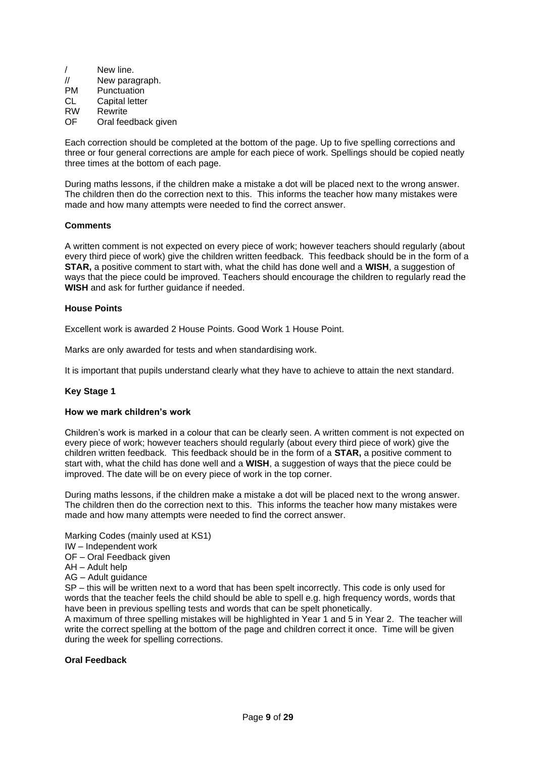/ New line.
// New paragraph.
PM Punctuation
CL Capital letter
RW Rewrite
OF Oral feedback given

Each correction should be completed at the bottom of the page. Up to five spelling corrections and three or four general corrections are ample for each piece of work. Spellings should be copied neatly three times at the bottom of each page.

During maths lessons, if the children make a mistake a dot will be placed next to the wrong answer. The children then do the correction next to this. This informs the teacher how many mistakes were made and how many attempts were needed to find the correct answer.

**Comments**

A written comment is not expected on every piece of work; however teachers should regularly (about every third piece of work) give the children written feedback. This feedback should be in the form of a **STAR,** a positive comment to start with, what the child has done well and a **WISH**, a suggestion of ways that the piece could be improved. Teachers should encourage the children to regularly read the **WISH** and ask for further guidance if needed.

**House Points**

Excellent work is awarded 2 House Points. Good Work 1 House Point.

Marks are only awarded for tests and when standardising work.

It is important that pupils understand clearly what they have to achieve to attain the next standard.

**Key Stage 1**

**How we mark children's work**

Children's work is marked in a colour that can be clearly seen. A written comment is not expected on every piece of work; however teachers should regularly (about every third piece of work) give the children written feedback. This feedback should be in the form of a **STAR,** a positive comment to start with, what the child has done well and a **WISH**, a suggestion of ways that the piece could be improved. The date will be on every piece of work in the top corner.

During maths lessons, if the children make a mistake a dot will be placed next to the wrong answer. The children then do the correction next to this. This informs the teacher how many mistakes were made and how many attempts were needed to find the correct answer.

Marking Codes (mainly used at KS1)
IW – Independent work
OF – Oral Feedback given
AH – Adult help
AG – Adult guidance
SP – this will be written next to a word that has been spelt incorrectly. This code is only used for words that the teacher feels the child should be able to spell e.g. high frequency words, words that have been in previous spelling tests and words that can be spelt phonetically.
A maximum of three spelling mistakes will be highlighted in Year 1 and 5 in Year 2. The teacher will write the correct spelling at the bottom of the page and children correct it once. Time will be given during the week for spelling corrections.

**Oral Feedback**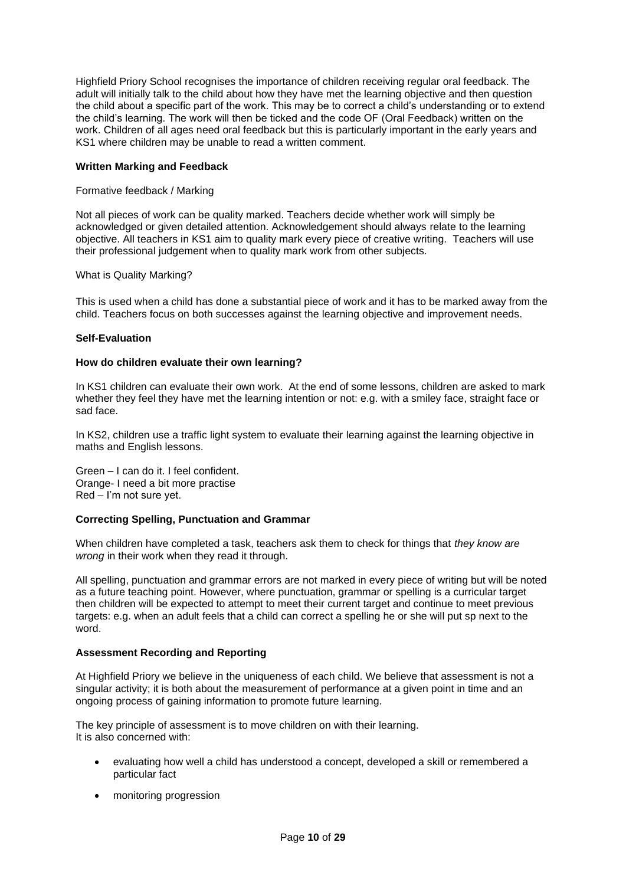Highfield Priory School recognises the importance of children receiving regular oral feedback. The adult will initially talk to the child about how they have met the learning objective and then question the child about a specific part of the work. This may be to correct a child's understanding or to extend the child's learning. The work will then be ticked and the code OF (Oral Feedback) written on the work. Children of all ages need oral feedback but this is particularly important in the early years and KS1 where children may be unable to read a written comment.

**Written Marking and Feedback**

Formative feedback / Marking

Not all pieces of work can be quality marked. Teachers decide whether work will simply be acknowledged or given detailed attention. Acknowledgement should always relate to the learning objective. All teachers in KS1 aim to quality mark every piece of creative writing. Teachers will use their professional judgement when to quality mark work from other subjects.

What is Quality Marking?

This is used when a child has done a substantial piece of work and it has to be marked away from the child. Teachers focus on both successes against the learning objective and improvement needs.

**Self-Evaluation**

**How do children evaluate their own learning?**

In KS1 children can evaluate their own work. At the end of some lessons, children are asked to mark whether they feel they have met the learning intention or not: e.g. with a smiley face, straight face or sad face.

In KS2, children use a traffic light system to evaluate their learning against the learning objective in maths and English lessons.

Green – I can do it. I feel confident.
Orange- I need a bit more practise
Red – I'm not sure yet.

**Correcting Spelling, Punctuation and Grammar**

When children have completed a task, teachers ask them to check for things that *they know are wrong* in their work when they read it through.

All spelling, punctuation and grammar errors are not marked in every piece of writing but will be noted as a future teaching point. However, where punctuation, grammar or spelling is a curricular target then children will be expected to attempt to meet their current target and continue to meet previous targets: e.g. when an adult feels that a child can correct a spelling he or she will put sp next to the word.

**Assessment Recording and Reporting**

At Highfield Priory we believe in the uniqueness of each child. We believe that assessment is not a singular activity; it is both about the measurement of performance at a given point in time and an ongoing process of gaining information to promote future learning.

The key principle of assessment is to move children on with their learning.
It is also concerned with:

- evaluating how well a child has understood a concept, developed a skill or remembered a particular fact
- monitoring progression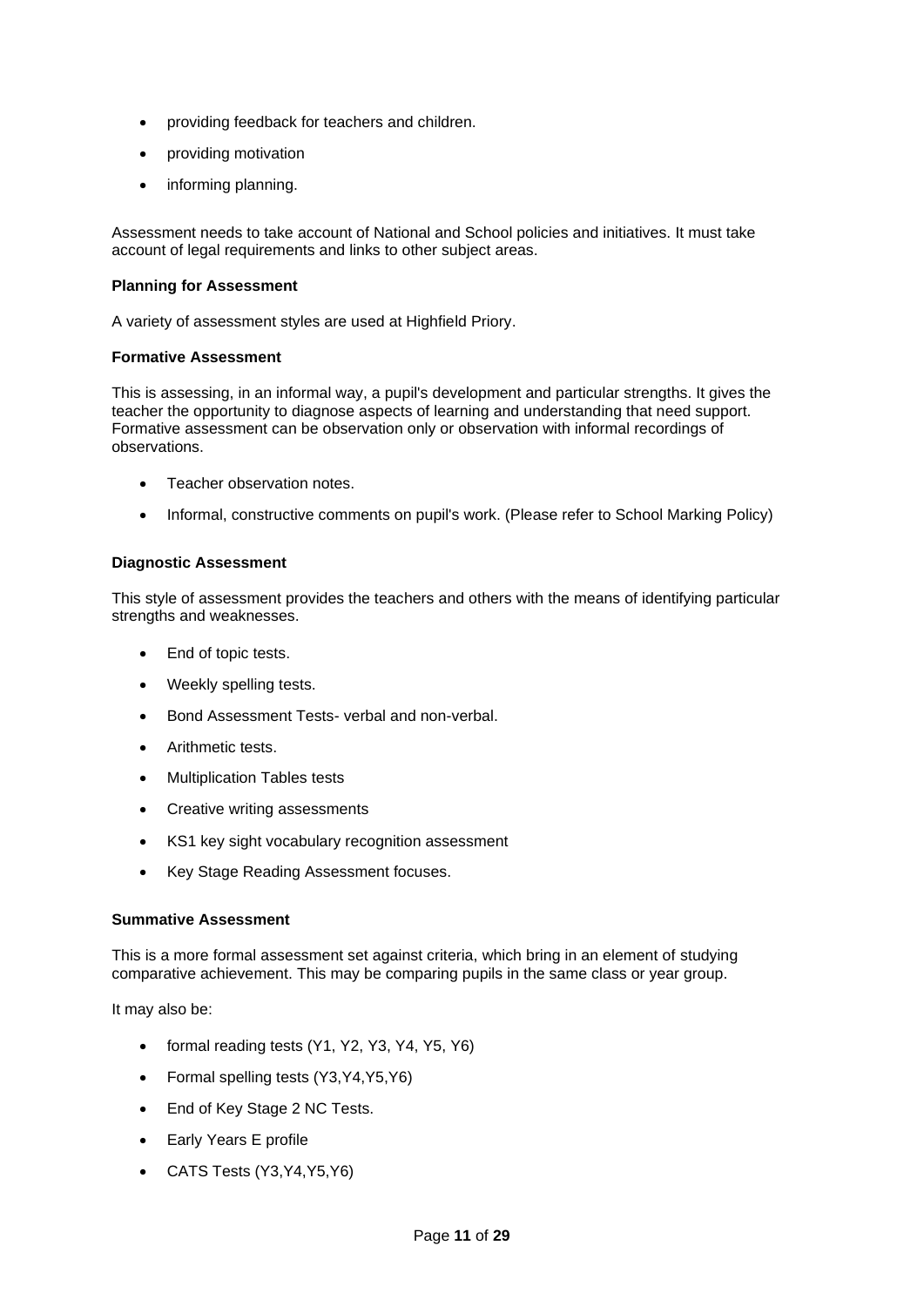- providing feedback for teachers and children.
- providing motivation
- informing planning.

Assessment needs to take account of National and School policies and initiatives. It must take account of legal requirements and links to other subject areas.

**Planning for Assessment**

A variety of assessment styles are used at Highfield Priory.

**Formative Assessment**

This is assessing, in an informal way, a pupil's development and particular strengths. It gives the teacher the opportunity to diagnose aspects of learning and understanding that need support. Formative assessment can be observation only or observation with informal recordings of observations.

- Teacher observation notes.
- Informal, constructive comments on pupil's work. (Please refer to School Marking Policy)

**Diagnostic Assessment**

This style of assessment provides the teachers and others with the means of identifying particular strengths and weaknesses.

- End of topic tests.
- Weekly spelling tests.
- Bond Assessment Tests- verbal and non-verbal.
- Arithmetic tests.
- Multiplication Tables tests
- Creative writing assessments
- KS1 key sight vocabulary recognition assessment
- Key Stage Reading Assessment focuses.

**Summative Assessment**

This is a more formal assessment set against criteria, which bring in an element of studying comparative achievement. This may be comparing pupils in the same class or year group.

It may also be:

- formal reading tests (Y1, Y2, Y3, Y4, Y5, Y6)
- Formal spelling tests (Y3,Y4,Y5,Y6)
- End of Key Stage 2 NC Tests.
- Early Years E profile
- CATS Tests (Y3,Y4,Y5,Y6)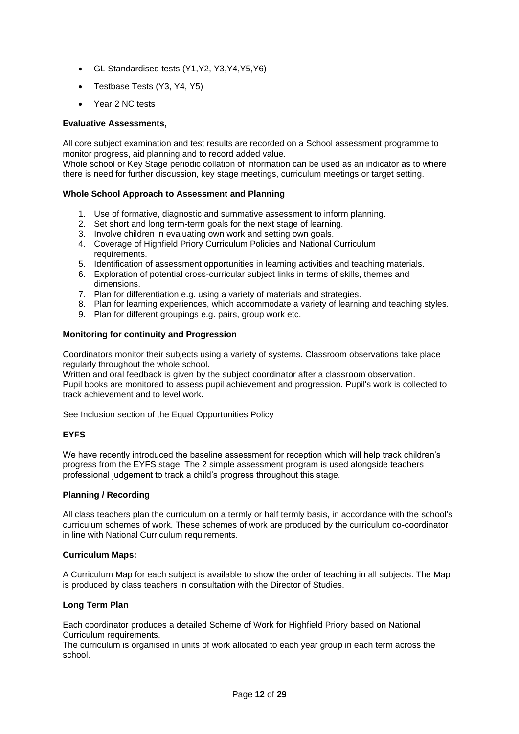- GL Standardised tests (Y1,Y2, Y3,Y4,Y5,Y6)
- Testbase Tests (Y3, Y4, Y5)
- Year 2 NC tests

**Evaluative Assessments,**

All core subject examination and test results are recorded on a School assessment programme to monitor progress, aid planning and to record added value.
Whole school or Key Stage periodic collation of information can be used as an indicator as to where there is need for further discussion, key stage meetings, curriculum meetings or target setting.

**Whole School Approach to Assessment and Planning**

1. Use of formative, diagnostic and summative assessment to inform planning.
2. Set short and long term-term goals for the next stage of learning.
3. Involve children in evaluating own work and setting own goals.
4. Coverage of Highfield Priory Curriculum Policies and National Curriculum requirements.
5. Identification of assessment opportunities in learning activities and teaching materials.
6. Exploration of potential cross-curricular subject links in terms of skills, themes and dimensions.
7. Plan for differentiation e.g. using a variety of materials and strategies.
8. Plan for learning experiences, which accommodate a variety of learning and teaching styles.
9. Plan for different groupings e.g. pairs, group work etc.

**Monitoring for continuity and Progression**

Coordinators monitor their subjects using a variety of systems. Classroom observations take place regularly throughout the whole school.
Written and oral feedback is given by the subject coordinator after a classroom observation.
Pupil books are monitored to assess pupil achievement and progression. Pupil's work is collected to track achievement and to level work**.**

See Inclusion section of the Equal Opportunities Policy

**EYFS**

We have recently introduced the baseline assessment for reception which will help track children's progress from the EYFS stage. The 2 simple assessment program is used alongside teachers professional judgement to track a child's progress throughout this stage.

**Planning / Recording**

All class teachers plan the curriculum on a termly or half termly basis, in accordance with the school's curriculum schemes of work. These schemes of work are produced by the curriculum co-coordinator in line with National Curriculum requirements.

**Curriculum Maps:**

A Curriculum Map for each subject is available to show the order of teaching in all subjects. The Map is produced by class teachers in consultation with the Director of Studies.

**Long Term Plan**

Each coordinator produces a detailed Scheme of Work for Highfield Priory based on National Curriculum requirements.
The curriculum is organised in units of work allocated to each year group in each term across the school.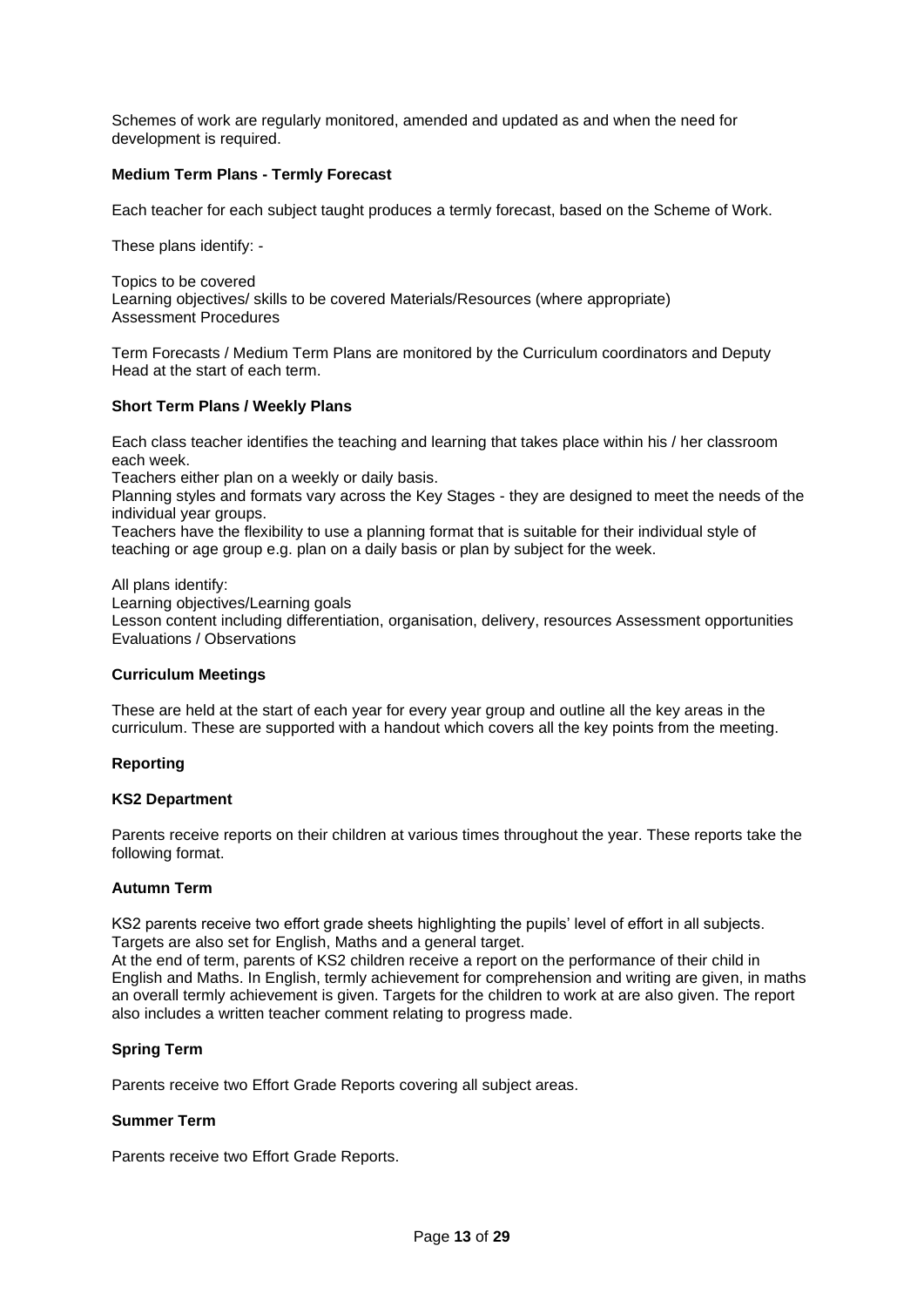Schemes of work are regularly monitored, amended and updated as and when the need for development is required.

**Medium Term Plans - Termly Forecast**

Each teacher for each subject taught produces a termly forecast, based on the Scheme of Work.

These plans identify: -

Topics to be covered
Learning objectives/ skills to be covered Materials/Resources (where appropriate)
Assessment Procedures

Term Forecasts / Medium Term Plans are monitored by the Curriculum coordinators and Deputy Head at the start of each term.

**Short Term Plans / Weekly Plans**

Each class teacher identifies the teaching and learning that takes place within his / her classroom each week.
Teachers either plan on a weekly or daily basis.
Planning styles and formats vary across the Key Stages - they are designed to meet the needs of the individual year groups.
Teachers have the flexibility to use a planning format that is suitable for their individual style of teaching or age group e.g. plan on a daily basis or plan by subject for the week.

All plans identify:
Learning objectives/Learning goals
Lesson content including differentiation, organisation, delivery, resources Assessment opportunities
Evaluations / Observations

**Curriculum Meetings**

These are held at the start of each year for every year group and outline all the key areas in the curriculum. These are supported with a handout which covers all the key points from the meeting.

**Reporting**

**KS2 Department**

Parents receive reports on their children at various times throughout the year. These reports take the following format.

**Autumn Term**

KS2 parents receive two effort grade sheets highlighting the pupils' level of effort in all subjects. Targets are also set for English, Maths and a general target.
At the end of term, parents of KS2 children receive a report on the performance of their child in English and Maths. In English, termly achievement for comprehension and writing are given, in maths an overall termly achievement is given. Targets for the children to work at are also given. The report also includes a written teacher comment relating to progress made.

**Spring Term**

Parents receive two Effort Grade Reports covering all subject areas.

**Summer Term**

Parents receive two Effort Grade Reports.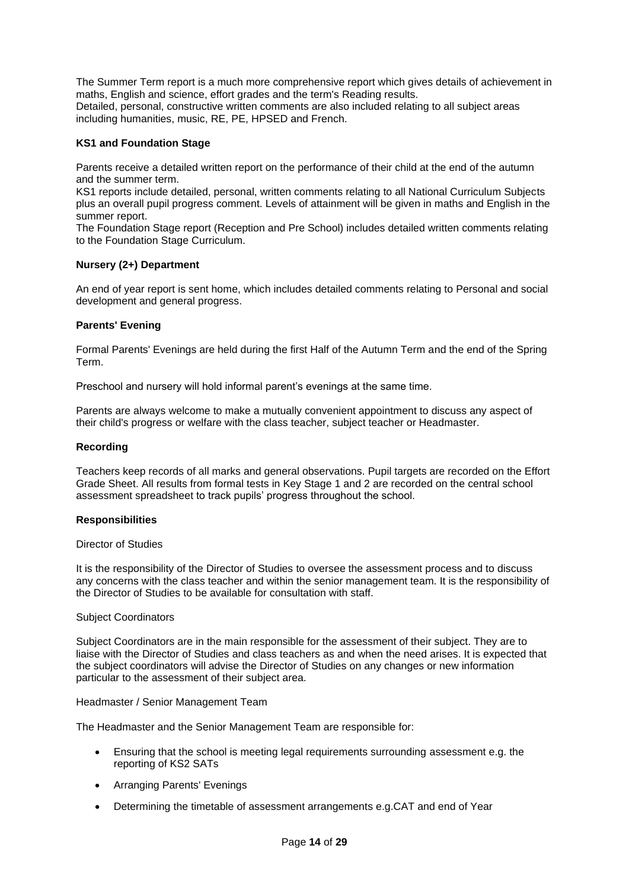The Summer Term report is a much more comprehensive report which gives details of achievement in maths, English and science, effort grades and the term's Reading results.
Detailed, personal, constructive written comments are also included relating to all subject areas including humanities, music, RE, PE, HPSED and French.

**KS1 and Foundation Stage**

Parents receive a detailed written report on the performance of their child at the end of the autumn and the summer term.
KS1 reports include detailed, personal, written comments relating to all National Curriculum Subjects plus an overall pupil progress comment. Levels of attainment will be given in maths and English in the summer report.
The Foundation Stage report (Reception and Pre School) includes detailed written comments relating to the Foundation Stage Curriculum.

**Nursery (2+) Department**

An end of year report is sent home, which includes detailed comments relating to Personal and social development and general progress.

**Parents' Evening**

Formal Parents' Evenings are held during the first Half of the Autumn Term and the end of the Spring Term.

Preschool and nursery will hold informal parent's evenings at the same time.

Parents are always welcome to make a mutually convenient appointment to discuss any aspect of their child's progress or welfare with the class teacher, subject teacher or Headmaster.

**Recording**

Teachers keep records of all marks and general observations. Pupil targets are recorded on the Effort Grade Sheet. All results from formal tests in Key Stage 1 and 2 are recorded on the central school assessment spreadsheet to track pupils' progress throughout the school.

**Responsibilities**

Director of Studies

It is the responsibility of the Director of Studies to oversee the assessment process and to discuss any concerns with the class teacher and within the senior management team. It is the responsibility of the Director of Studies to be available for consultation with staff.

Subject Coordinators

Subject Coordinators are in the main responsible for the assessment of their subject. They are to liaise with the Director of Studies and class teachers as and when the need arises. It is expected that the subject coordinators will advise the Director of Studies on any changes or new information particular to the assessment of their subject area.

Headmaster / Senior Management Team

The Headmaster and the Senior Management Team are responsible for:

- Ensuring that the school is meeting legal requirements surrounding assessment e.g. the reporting of KS2 SATs
- Arranging Parents' Evenings
- Determining the timetable of assessment arrangements e.g.CAT and end of Year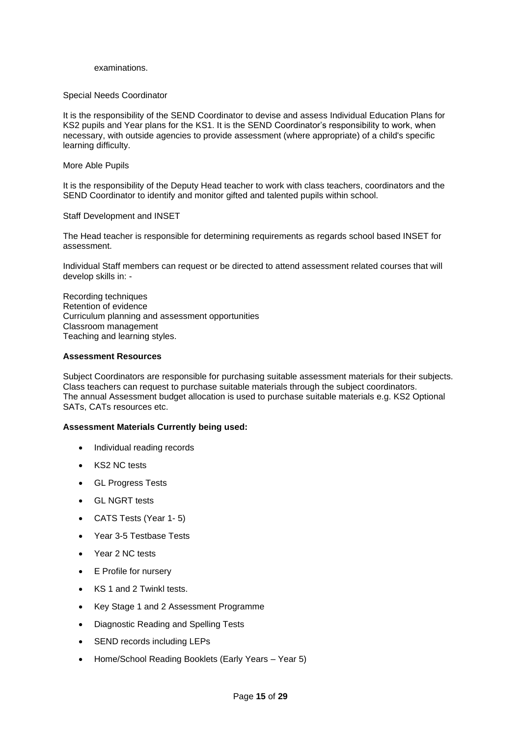examinations.

Special Needs Coordinator

It is the responsibility of the SEND Coordinator to devise and assess Individual Education Plans for KS2 pupils and Year plans for the KS1. It is the SEND Coordinator's responsibility to work, when necessary, with outside agencies to provide assessment (where appropriate) of a child's specific learning difficulty.

More Able Pupils

It is the responsibility of the Deputy Head teacher to work with class teachers, coordinators and the SEND Coordinator to identify and monitor gifted and talented pupils within school.

Staff Development and INSET

The Head teacher is responsible for determining requirements as regards school based INSET for assessment.

Individual Staff members can request or be directed to attend assessment related courses that will develop skills in: -

Recording techniques
Retention of evidence
Curriculum planning and assessment opportunities
Classroom management
Teaching and learning styles.

**Assessment Resources**

Subject Coordinators are responsible for purchasing suitable assessment materials for their subjects. Class teachers can request to purchase suitable materials through the subject coordinators.
The annual Assessment budget allocation is used to purchase suitable materials e.g. KS2 Optional SATs, CATs resources etc.

**Assessment Materials Currently being used:**

- Individual reading records
- KS2 NC tests
- GL Progress Tests
- GL NGRT tests
- CATS Tests (Year 1- 5)
- Year 3-5 Testbase Tests
- Year 2 NC tests
- E Profile for nursery
- KS 1 and 2 Twinkl tests.
- Key Stage 1 and 2 Assessment Programme
- Diagnostic Reading and Spelling Tests
- SEND records including LEPs
- Home/School Reading Booklets (Early Years – Year 5)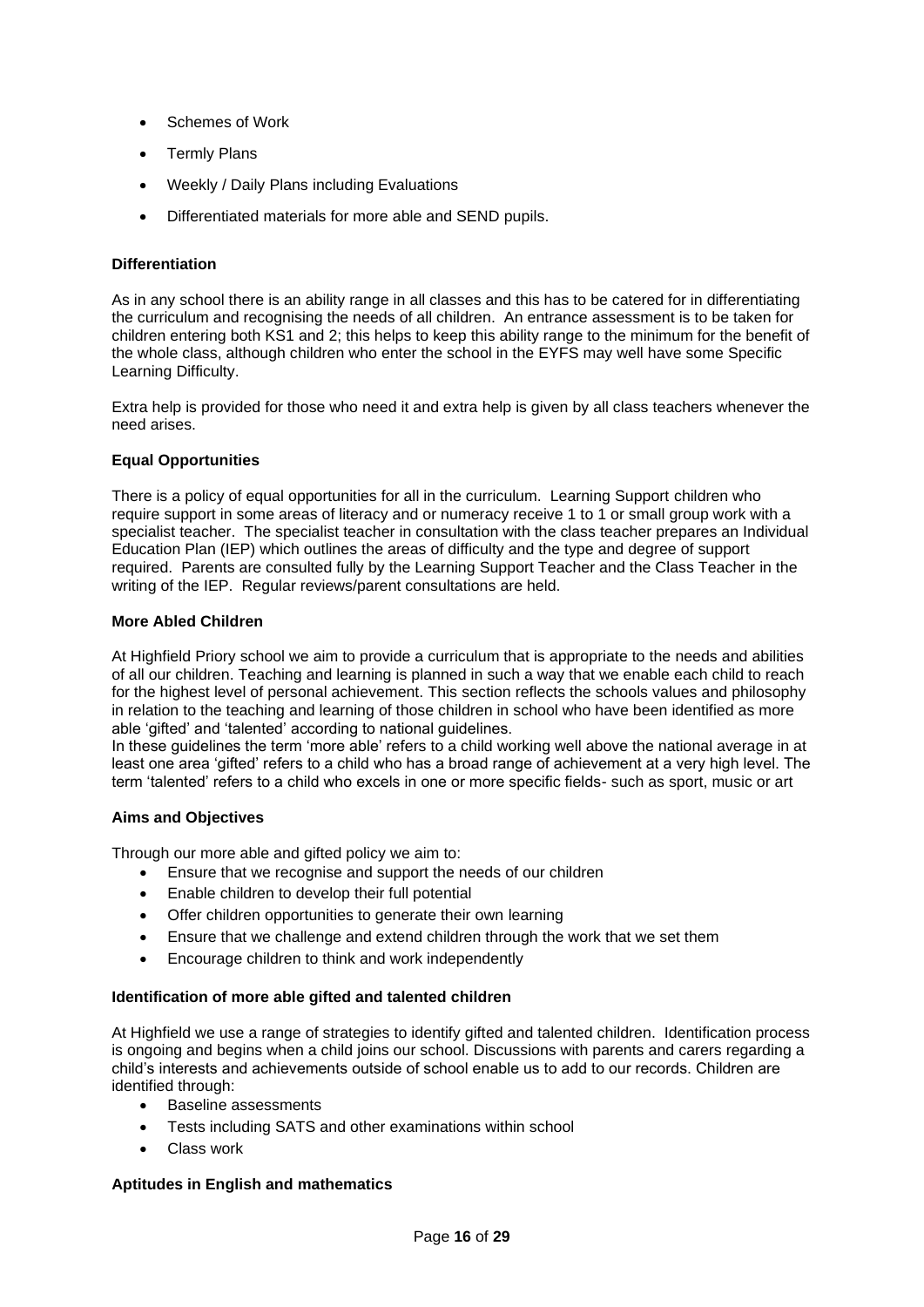- Schemes of Work
- Termly Plans
- Weekly / Daily Plans including Evaluations
- Differentiated materials for more able and SEND pupils.

**Differentiation**

As in any school there is an ability range in all classes and this has to be catered for in differentiating the curriculum and recognising the needs of all children. An entrance assessment is to be taken for children entering both KS1 and 2; this helps to keep this ability range to the minimum for the benefit of the whole class, although children who enter the school in the EYFS may well have some Specific Learning Difficulty.

Extra help is provided for those who need it and extra help is given by all class teachers whenever the need arises.

**Equal Opportunities**

There is a policy of equal opportunities for all in the curriculum. Learning Support children who require support in some areas of literacy and or numeracy receive 1 to 1 or small group work with a specialist teacher. The specialist teacher in consultation with the class teacher prepares an Individual Education Plan (IEP) which outlines the areas of difficulty and the type and degree of support required. Parents are consulted fully by the Learning Support Teacher and the Class Teacher in the writing of the IEP. Regular reviews/parent consultations are held.

**More Abled Children**

At Highfield Priory school we aim to provide a curriculum that is appropriate to the needs and abilities of all our children. Teaching and learning is planned in such a way that we enable each child to reach for the highest level of personal achievement. This section reflects the schools values and philosophy in relation to the teaching and learning of those children in school who have been identified as more able 'gifted' and 'talented' according to national guidelines.
In these guidelines the term 'more able' refers to a child working well above the national average in at least one area 'gifted' refers to a child who has a broad range of achievement at a very high level. The term 'talented' refers to a child who excels in one or more specific fields- such as sport, music or art

**Aims and Objectives**

Through our more able and gifted policy we aim to:

- Ensure that we recognise and support the needs of our children
- Enable children to develop their full potential
- Offer children opportunities to generate their own learning
- Ensure that we challenge and extend children through the work that we set them
- Encourage children to think and work independently

**Identification of more able gifted and talented children**

At Highfield we use a range of strategies to identify gifted and talented children. Identification process is ongoing and begins when a child joins our school. Discussions with parents and carers regarding a child's interests and achievements outside of school enable us to add to our records. Children are identified through:

- Baseline assessments
- Tests including SATS and other examinations within school
- Class work

**Aptitudes in English and mathematics**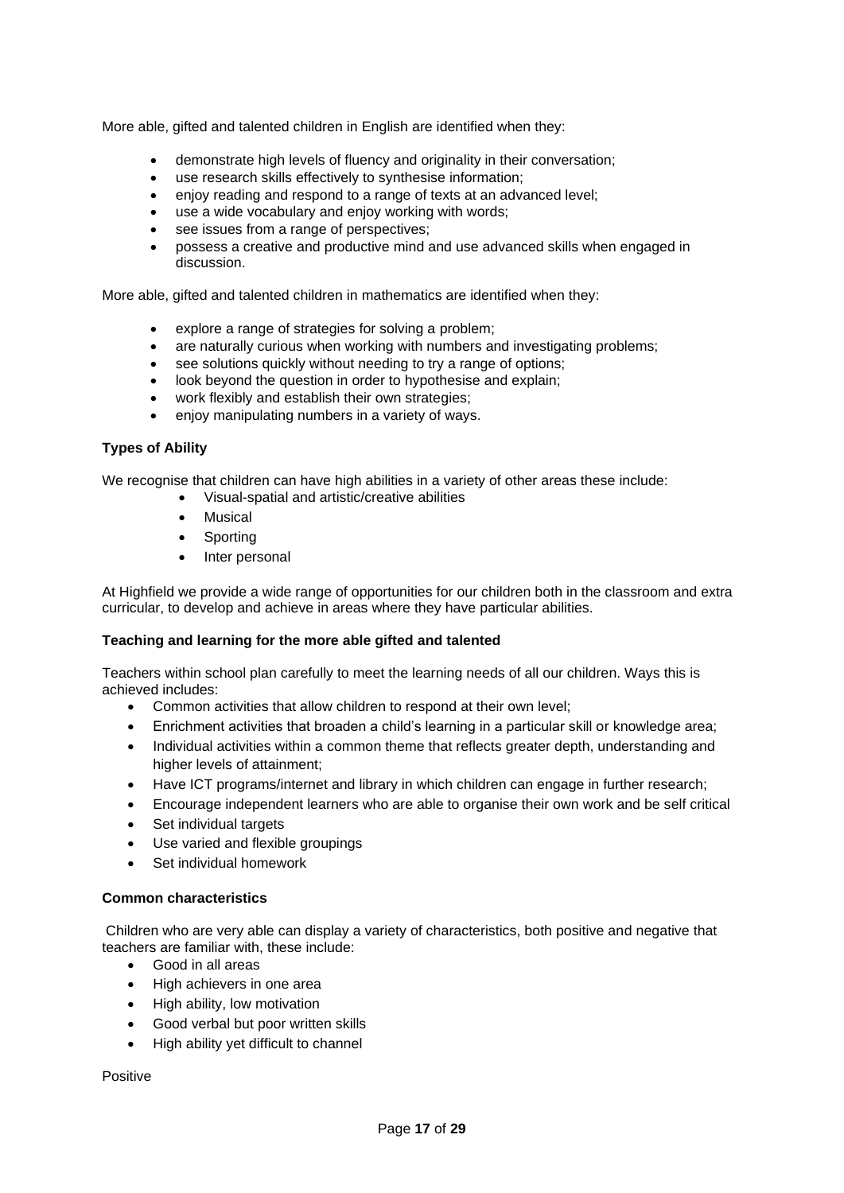More able, gifted and talented children in English are identified when they:

- demonstrate high levels of fluency and originality in their conversation;
- use research skills effectively to synthesise information;
- enjoy reading and respond to a range of texts at an advanced level;
- use a wide vocabulary and enjoy working with words;
- see issues from a range of perspectives;
- possess a creative and productive mind and use advanced skills when engaged in discussion.

More able, gifted and talented children in mathematics are identified when they:

- explore a range of strategies for solving a problem;
- are naturally curious when working with numbers and investigating problems;
- see solutions quickly without needing to try a range of options;
- look beyond the question in order to hypothesise and explain;
- work flexibly and establish their own strategies;
- enjoy manipulating numbers in a variety of ways.

**Types of Ability**

We recognise that children can have high abilities in a variety of other areas these include:

- Visual-spatial and artistic/creative abilities
- Musical
- Sporting
- Inter personal

At Highfield we provide a wide range of opportunities for our children both in the classroom and extra curricular, to develop and achieve in areas where they have particular abilities.

**Teaching and learning for the more able gifted and talented**

Teachers within school plan carefully to meet the learning needs of all our children. Ways this is achieved includes:

- Common activities that allow children to respond at their own level;
- Enrichment activities that broaden a child's learning in a particular skill or knowledge area;
- Individual activities within a common theme that reflects greater depth, understanding and higher levels of attainment;
- Have ICT programs/internet and library in which children can engage in further research;
- Encourage independent learners who are able to organise their own work and be self critical
- Set individual targets
- Use varied and flexible groupings
- Set individual homework

**Common characteristics**

Children who are very able can display a variety of characteristics, both positive and negative that teachers are familiar with, these include:

- Good in all areas
- High achievers in one area
- High ability, low motivation
- Good verbal but poor written skills
- High ability yet difficult to channel

Positive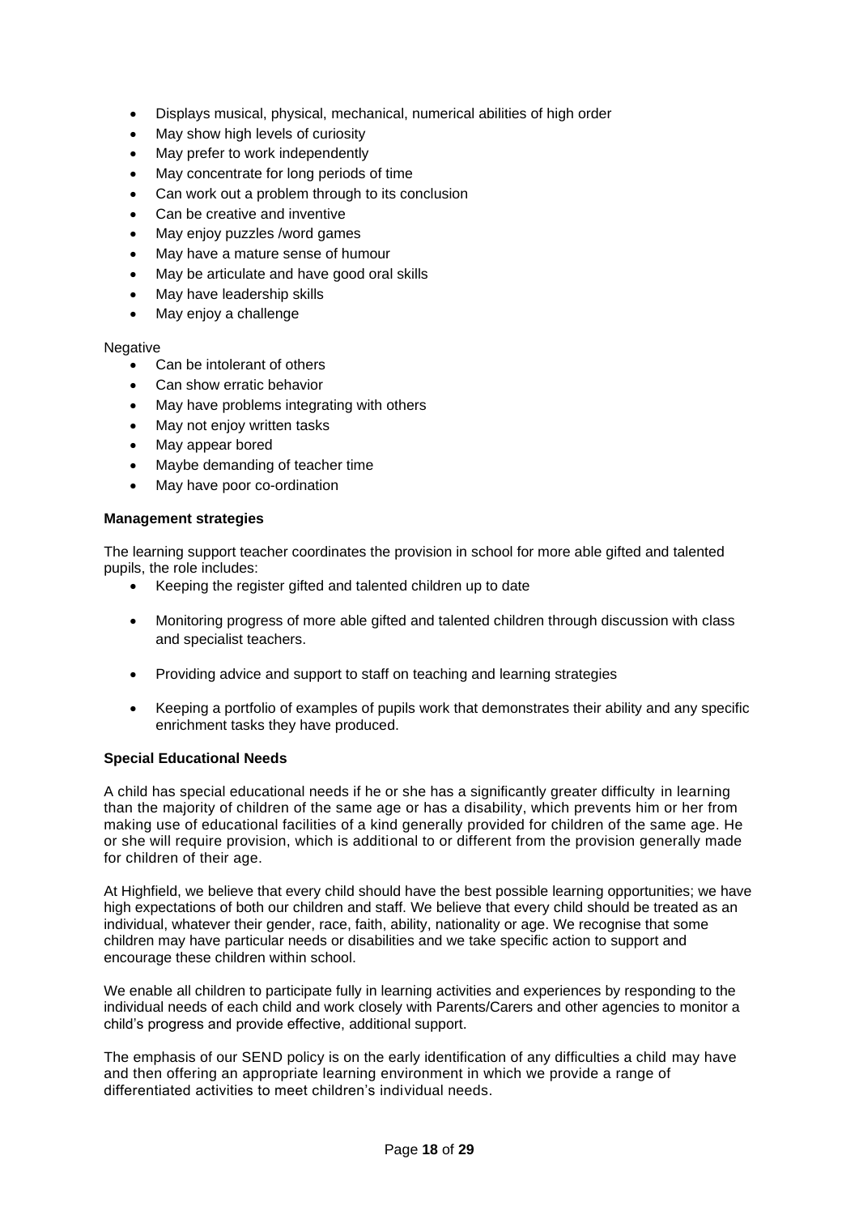- Displays musical, physical, mechanical, numerical abilities of high order
- May show high levels of curiosity
- May prefer to work independently
- May concentrate for long periods of time
- Can work out a problem through to its conclusion
- Can be creative and inventive
- May enjoy puzzles /word games
- May have a mature sense of humour
- May be articulate and have good oral skills
- May have leadership skills
- May enjoy a challenge

Negative

- Can be intolerant of others
- Can show erratic behavior
- May have problems integrating with others
- May not enjoy written tasks
- May appear bored
- Maybe demanding of teacher time
- May have poor co-ordination

**Management strategies**

The learning support teacher coordinates the provision in school for more able gifted and talented pupils, the role includes:

- Keeping the register gifted and talented children up to date
- Monitoring progress of more able gifted and talented children through discussion with class and specialist teachers.
- Providing advice and support to staff on teaching and learning strategies
- Keeping a portfolio of examples of pupils work that demonstrates their ability and any specific enrichment tasks they have produced.

**Special Educational Needs**

A child has special educational needs if he or she has a significantly greater difficulty in learning than the majority of children of the same age or has a disability, which prevents him or her from making use of educational facilities of a kind generally provided for children of the same age. He or she will require provision, which is additional to or different from the provision generally made for children of their age.

At Highfield, we believe that every child should have the best possible learning opportunities; we have high expectations of both our children and staff. We believe that every child should be treated as an individual, whatever their gender, race, faith, ability, nationality or age. We recognise that some children may have particular needs or disabilities and we take specific action to support and encourage these children within school.

We enable all children to participate fully in learning activities and experiences by responding to the individual needs of each child and work closely with Parents/Carers and other agencies to monitor a child's progress and provide effective, additional support.

The emphasis of our SEND policy is on the early identification of any difficulties a child may have and then offering an appropriate learning environment in which we provide a range of differentiated activities to meet children's individual needs.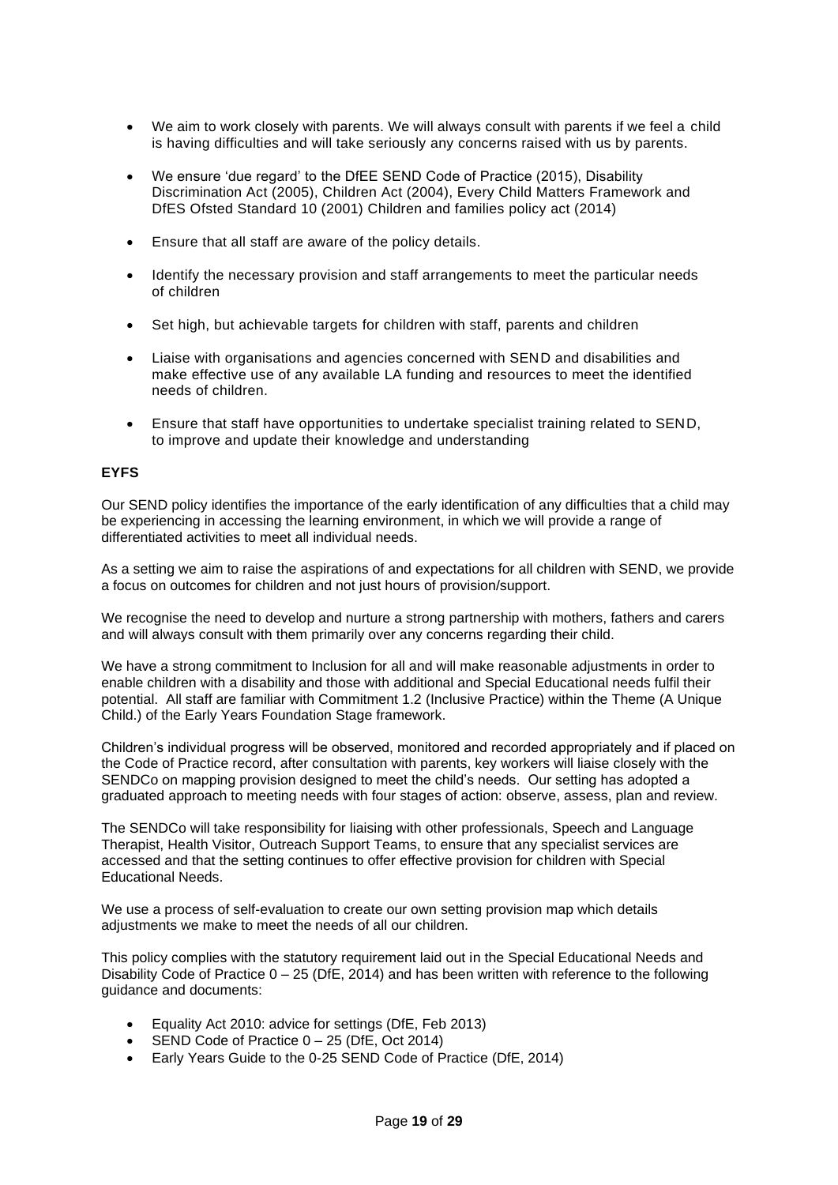- We aim to work closely with parents. We will always consult with parents if we feel a child is having difficulties and will take seriously any concerns raised with us by parents.
- We ensure 'due regard' to the DfEE SEND Code of Practice (2015), Disability Discrimination Act (2005), Children Act (2004), Every Child Matters Framework and DfES Ofsted Standard 10 (2001) Children and families policy act (2014)
- Ensure that all staff are aware of the policy details.
- Identify the necessary provision and staff arrangements to meet the particular needs of children
- Set high, but achievable targets for children with staff, parents and children
- Liaise with organisations and agencies concerned with SEND and disabilities and make effective use of any available LA funding and resources to meet the identified needs of children.
- Ensure that staff have opportunities to undertake specialist training related to SEND, to improve and update their knowledge and understanding

**EYFS**

Our SEND policy identifies the importance of the early identification of any difficulties that a child may be experiencing in accessing the learning environment, in which we will provide a range of differentiated activities to meet all individual needs.

As a setting we aim to raise the aspirations of and expectations for all children with SEND, we provide a focus on outcomes for children and not just hours of provision/support.

We recognise the need to develop and nurture a strong partnership with mothers, fathers and carers and will always consult with them primarily over any concerns regarding their child.

We have a strong commitment to Inclusion for all and will make reasonable adjustments in order to enable children with a disability and those with additional and Special Educational needs fulfil their potential. All staff are familiar with Commitment 1.2 (Inclusive Practice) within the Theme (A Unique Child.) of the Early Years Foundation Stage framework.

Children's individual progress will be observed, monitored and recorded appropriately and if placed on the Code of Practice record, after consultation with parents, key workers will liaise closely with the SENDCo on mapping provision designed to meet the child's needs. Our setting has adopted a graduated approach to meeting needs with four stages of action: observe, assess, plan and review.

The SENDCo will take responsibility for liaising with other professionals, Speech and Language Therapist, Health Visitor, Outreach Support Teams, to ensure that any specialist services are accessed and that the setting continues to offer effective provision for children with Special Educational Needs.

We use a process of self-evaluation to create our own setting provision map which details adjustments we make to meet the needs of all our children.

This policy complies with the statutory requirement laid out in the Special Educational Needs and Disability Code of Practice 0 – 25 (DfE, 2014) and has been written with reference to the following guidance and documents:

- Equality Act 2010: advice for settings (DfE, Feb 2013)
- SEND Code of Practice 0 – 25 (DfE, Oct 2014)
- Early Years Guide to the 0-25 SEND Code of Practice (DfE, 2014)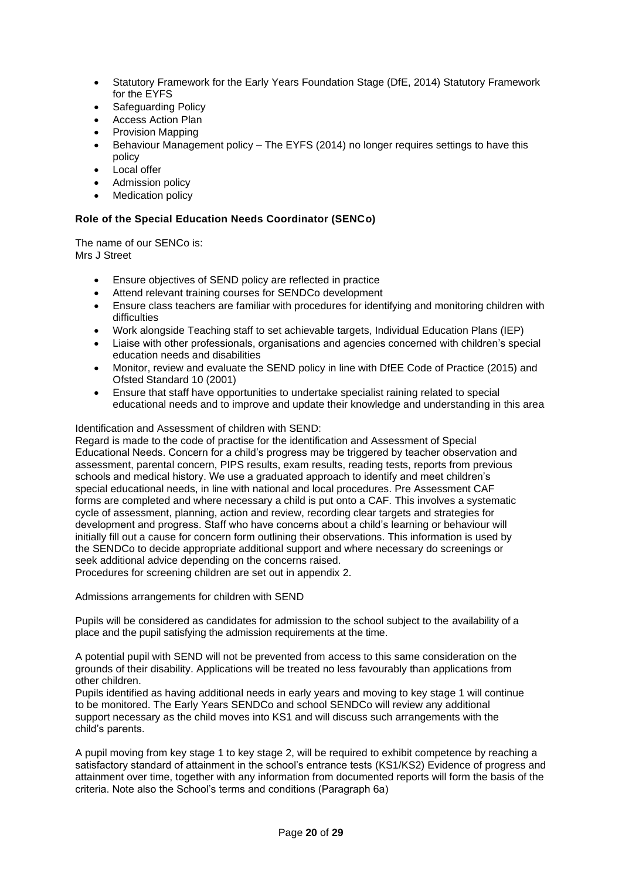- Statutory Framework for the Early Years Foundation Stage (DfE, 2014) Statutory Framework for the EYFS
- Safeguarding Policy
- Access Action Plan
- Provision Mapping
- Behaviour Management policy – The EYFS (2014) no longer requires settings to have this policy
- Local offer
- Admission policy
- Medication policy

**Role of the Special Education Needs Coordinator (SENCo)**

The name of our SENCo is:
Mrs J Street

- Ensure objectives of SEND policy are reflected in practice
- Attend relevant training courses for SENDCo development
- Ensure class teachers are familiar with procedures for identifying and monitoring children with difficulties
- Work alongside Teaching staff to set achievable targets, Individual Education Plans (IEP)
- Liaise with other professionals, organisations and agencies concerned with children's special education needs and disabilities
- Monitor, review and evaluate the SEND policy in line with DfEE Code of Practice (2015) and Ofsted Standard 10 (2001)
- Ensure that staff have opportunities to undertake specialist raining related to special educational needs and to improve and update their knowledge and understanding in this area

Identification and Assessment of children with SEND:
Regard is made to the code of practise for the identification and Assessment of Special Educational Needs. Concern for a child's progress may be triggered by teacher observation and assessment, parental concern, PIPS results, exam results, reading tests, reports from previous schools and medical history. We use a graduated approach to identify and meet children's special educational needs, in line with national and local procedures. Pre Assessment CAF forms are completed and where necessary a child is put onto a CAF. This involves a systematic cycle of assessment, planning, action and review, recording clear targets and strategies for development and progress. Staff who have concerns about a child's learning or behaviour will initially fill out a cause for concern form outlining their observations. This information is used by the SENDCo to decide appropriate additional support and where necessary do screenings or seek additional advice depending on the concerns raised.
Procedures for screening children are set out in appendix 2.

Admissions arrangements for children with SEND

Pupils will be considered as candidates for admission to the school subject to the availability of a place and the pupil satisfying the admission requirements at the time.

A potential pupil with SEND will not be prevented from access to this same consideration on the grounds of their disability. Applications will be treated no less favourably than applications from other children.
Pupils identified as having additional needs in early years and moving to key stage 1 will continue to be monitored. The Early Years SENDCo and school SENDCo will review any additional support necessary as the child moves into KS1 and will discuss such arrangements with the child's parents.

A pupil moving from key stage 1 to key stage 2, will be required to exhibit competence by reaching a satisfactory standard of attainment in the school's entrance tests (KS1/KS2) Evidence of progress and attainment over time, together with any information from documented reports will form the basis of the criteria. Note also the School's terms and conditions (Paragraph 6a)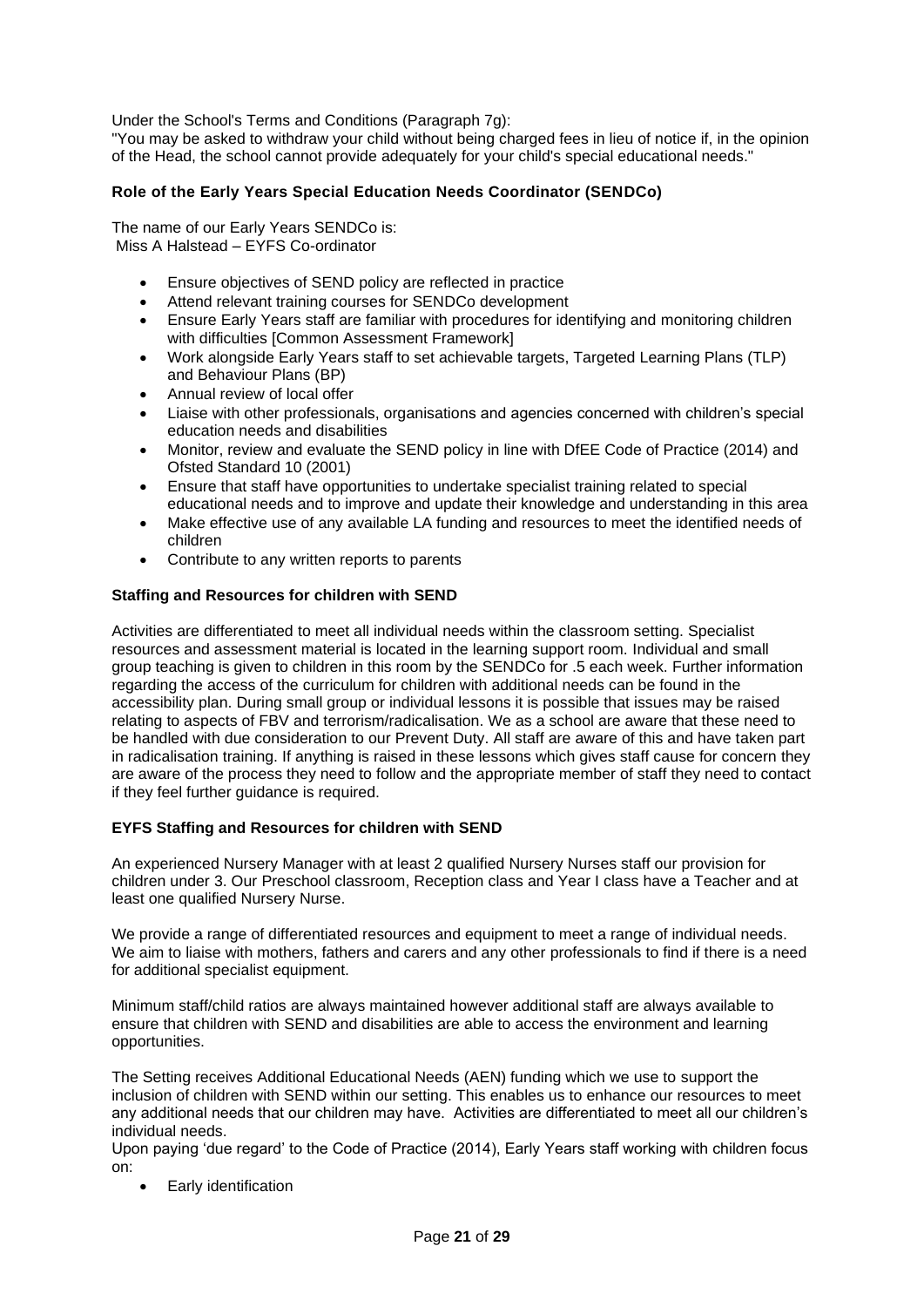Under the School's Terms and Conditions (Paragraph 7g):
"You may be asked to withdraw your child without being charged fees in lieu of notice if, in the opinion of the Head, the school cannot provide adequately for your child's special educational needs."

### Role of the Early Years Special Education Needs Coordinator (SENDCo)

The name of our Early Years SENDCo is:
Miss A Halstead – EYFS Co-ordinator

- Ensure objectives of SEND policy are reflected in practice
- Attend relevant training courses for SENDCo development
- Ensure Early Years staff are familiar with procedures for identifying and monitoring children with difficulties [Common Assessment Framework]
- Work alongside Early Years staff to set achievable targets, Targeted Learning Plans (TLP) and Behaviour Plans (BP)
- Annual review of local offer
- Liaise with other professionals, organisations and agencies concerned with children's special education needs and disabilities
- Monitor, review and evaluate the SEND policy in line with DfEE Code of Practice (2014) and Ofsted Standard 10 (2001)
- Ensure that staff have opportunities to undertake specialist training related to special educational needs and to improve and update their knowledge and understanding in this area
- Make effective use of any available LA funding and resources to meet the identified needs of children
- Contribute to any written reports to parents

### Staffing and Resources for children with SEND

Activities are differentiated to meet all individual needs within the classroom setting. Specialist resources and assessment material is located in the learning support room. Individual and small group teaching is given to children in this room by the SENDCo for .5 each week. Further information regarding the access of the curriculum for children with additional needs can be found in the accessibility plan. During small group or individual lessons it is possible that issues may be raised relating to aspects of FBV and terrorism/radicalisation. We as a school are aware that these need to be handled with due consideration to our Prevent Duty. All staff are aware of this and have taken part in radicalisation training. If anything is raised in these lessons which gives staff cause for concern they are aware of the process they need to follow and the appropriate member of staff they need to contact if they feel further guidance is required.

### EYFS Staffing and Resources for children with SEND

An experienced Nursery Manager with at least 2 qualified Nursery Nurses staff our provision for children under 3. Our Preschool classroom, Reception class and Year I class have a Teacher and at least one qualified Nursery Nurse.

We provide a range of differentiated resources and equipment to meet a range of individual needs. We aim to liaise with mothers, fathers and carers and any other professionals to find if there is a need for additional specialist equipment.

Minimum staff/child ratios are always maintained however additional staff are always available to ensure that children with SEND and disabilities are able to access the environment and learning opportunities.

The Setting receives Additional Educational Needs (AEN) funding which we use to support the inclusion of children with SEND within our setting. This enables us to enhance our resources to meet any additional needs that our children may have. Activities are differentiated to meet all our children's individual needs.
Upon paying 'due regard' to the Code of Practice (2014), Early Years staff working with children focus on:

- Early identification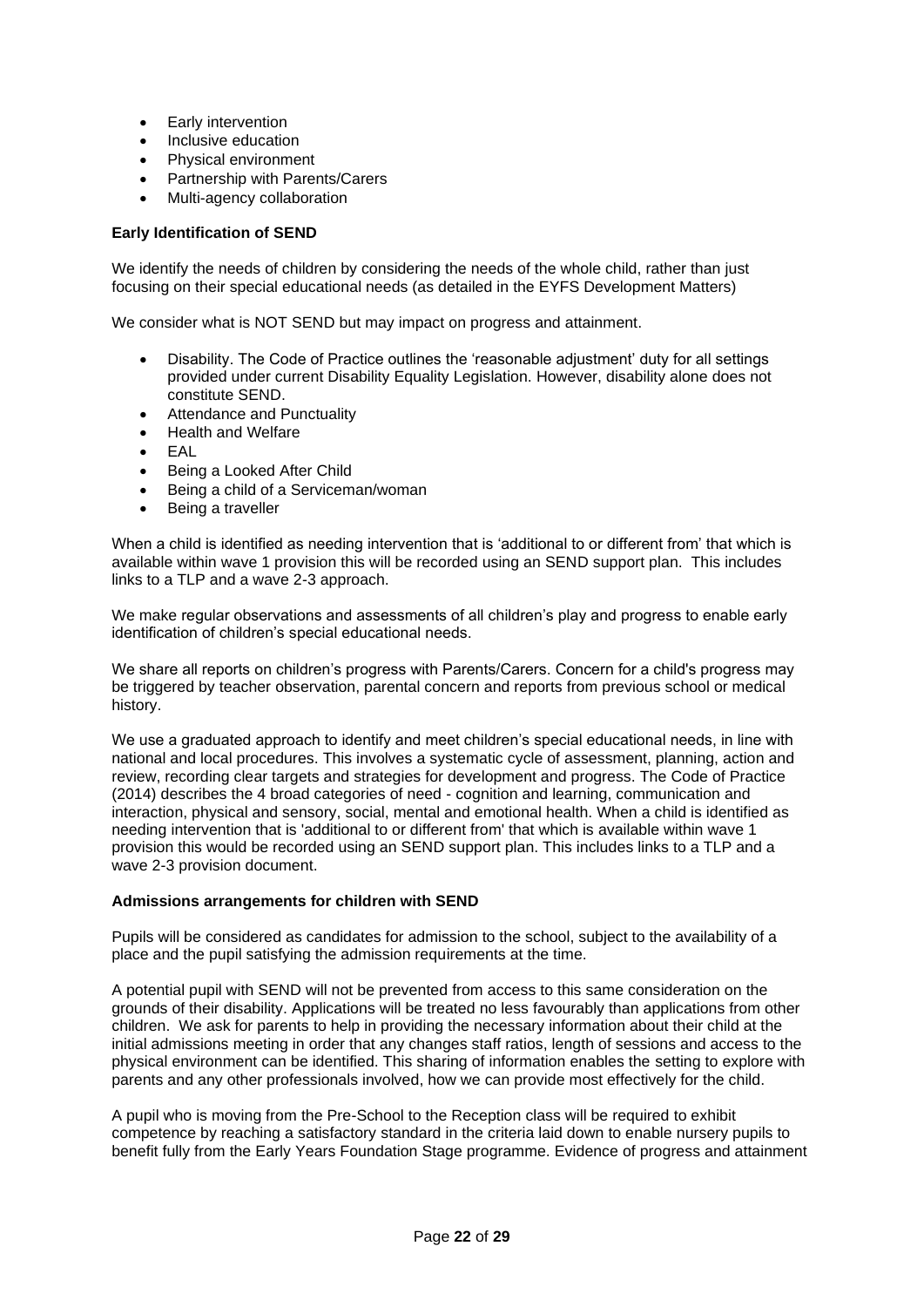- Early intervention
- Inclusive education
- Physical environment
- Partnership with Parents/Carers
- Multi-agency collaboration

**Early Identification of SEND**

We identify the needs of children by considering the needs of the whole child, rather than just focusing on their special educational needs (as detailed in the EYFS Development Matters)

We consider what is NOT SEND but may impact on progress and attainment.

- Disability. The Code of Practice outlines the 'reasonable adjustment' duty for all settings provided under current Disability Equality Legislation. However, disability alone does not constitute SEND.
- Attendance and Punctuality
- Health and Welfare
- EAL
- Being a Looked After Child
- Being a child of a Serviceman/woman
- Being a traveller

When a child is identified as needing intervention that is 'additional to or different from' that which is available within wave 1 provision this will be recorded using an SEND support plan. This includes links to a TLP and a wave 2-3 approach.

We make regular observations and assessments of all children's play and progress to enable early identification of children's special educational needs.

We share all reports on children's progress with Parents/Carers. Concern for a child's progress may be triggered by teacher observation, parental concern and reports from previous school or medical history.

We use a graduated approach to identify and meet children's special educational needs, in line with national and local procedures. This involves a systematic cycle of assessment, planning, action and review, recording clear targets and strategies for development and progress. The Code of Practice (2014) describes the 4 broad categories of need - cognition and learning, communication and interaction, physical and sensory, social, mental and emotional health. When a child is identified as needing intervention that is 'additional to or different from' that which is available within wave 1 provision this would be recorded using an SEND support plan. This includes links to a TLP and a wave 2-3 provision document.

**Admissions arrangements for children with SEND**

Pupils will be considered as candidates for admission to the school, subject to the availability of a place and the pupil satisfying the admission requirements at the time.

A potential pupil with SEND will not be prevented from access to this same consideration on the grounds of their disability. Applications will be treated no less favourably than applications from other children. We ask for parents to help in providing the necessary information about their child at the initial admissions meeting in order that any changes staff ratios, length of sessions and access to the physical environment can be identified. This sharing of information enables the setting to explore with parents and any other professionals involved, how we can provide most effectively for the child.

A pupil who is moving from the Pre-School to the Reception class will be required to exhibit competence by reaching a satisfactory standard in the criteria laid down to enable nursery pupils to benefit fully from the Early Years Foundation Stage programme. Evidence of progress and attainment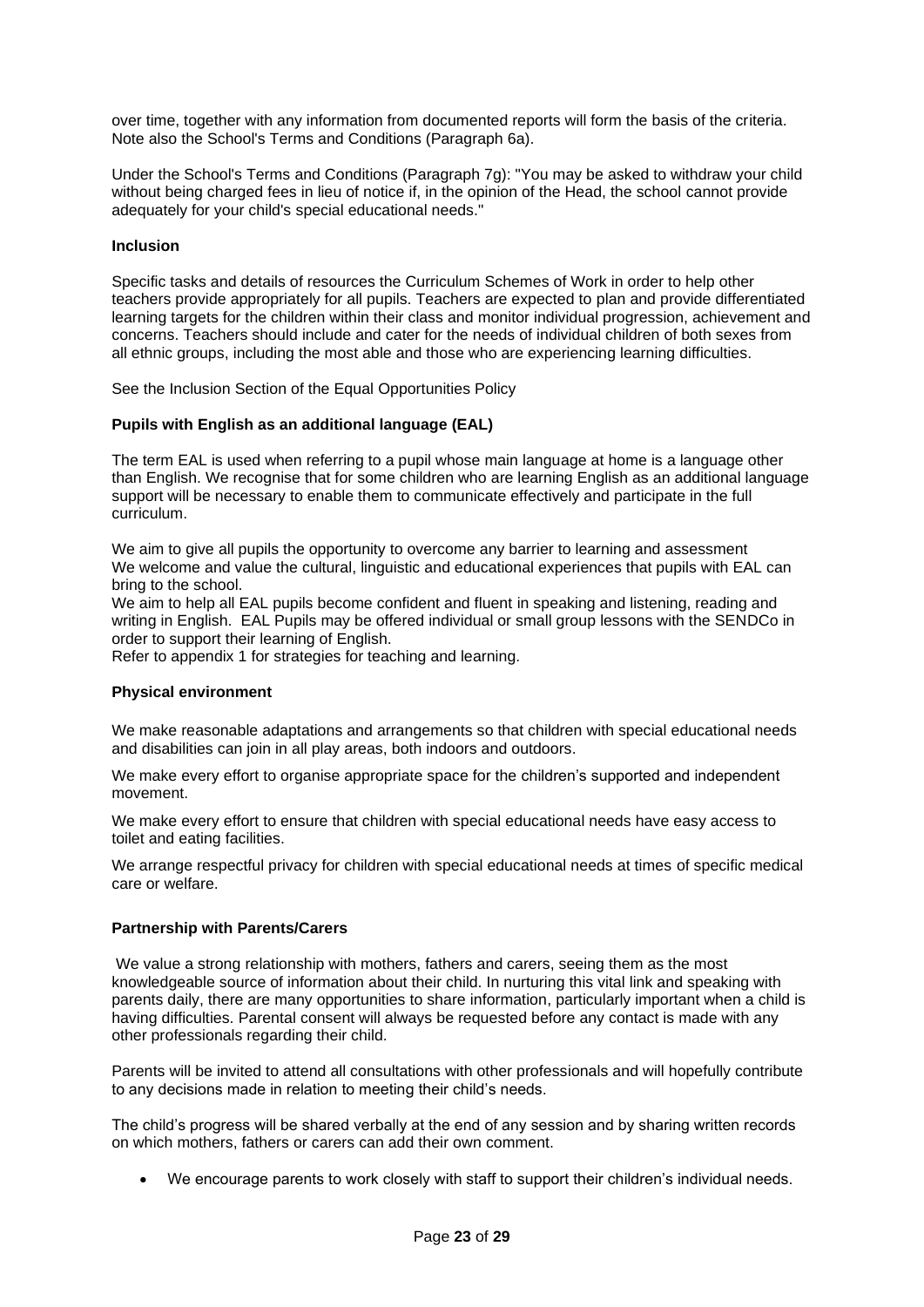over time, together with any information from documented reports will form the basis of the criteria. Note also the School's Terms and Conditions (Paragraph 6a).

Under the School's Terms and Conditions (Paragraph 7g): "You may be asked to withdraw your child without being charged fees in lieu of notice if, in the opinion of the Head, the school cannot provide adequately for your child's special educational needs."

**Inclusion**

Specific tasks and details of resources the Curriculum Schemes of Work in order to help other teachers provide appropriately for all pupils. Teachers are expected to plan and provide differentiated learning targets for the children within their class and monitor individual progression, achievement and concerns. Teachers should include and cater for the needs of individual children of both sexes from all ethnic groups, including the most able and those who are experiencing learning difficulties.

See the Inclusion Section of the Equal Opportunities Policy

**Pupils with English as an additional language (EAL)**

The term EAL is used when referring to a pupil whose main language at home is a language other than English. We recognise that for some children who are learning English as an additional language support will be necessary to enable them to communicate effectively and participate in the full curriculum.

We aim to give all pupils the opportunity to overcome any barrier to learning and assessment
We welcome and value the cultural, linguistic and educational experiences that pupils with EAL can bring to the school.
We aim to help all EAL pupils become confident and fluent in speaking and listening, reading and writing in English. EAL Pupils may be offered individual or small group lessons with the SENDCo in order to support their learning of English.
Refer to appendix 1 for strategies for teaching and learning.

**Physical environment**

We make reasonable adaptations and arrangements so that children with special educational needs and disabilities can join in all play areas, both indoors and outdoors.

We make every effort to organise appropriate space for the children's supported and independent movement.

We make every effort to ensure that children with special educational needs have easy access to toilet and eating facilities.

We arrange respectful privacy for children with special educational needs at times of specific medical care or welfare.

**Partnership with Parents/Carers**

We value a strong relationship with mothers, fathers and carers, seeing them as the most knowledgeable source of information about their child. In nurturing this vital link and speaking with parents daily, there are many opportunities to share information, particularly important when a child is having difficulties. Parental consent will always be requested before any contact is made with any other professionals regarding their child.

Parents will be invited to attend all consultations with other professionals and will hopefully contribute to any decisions made in relation to meeting their child's needs.

The child's progress will be shared verbally at the end of any session and by sharing written records on which mothers, fathers or carers can add their own comment.

- We encourage parents to work closely with staff to support their children's individual needs.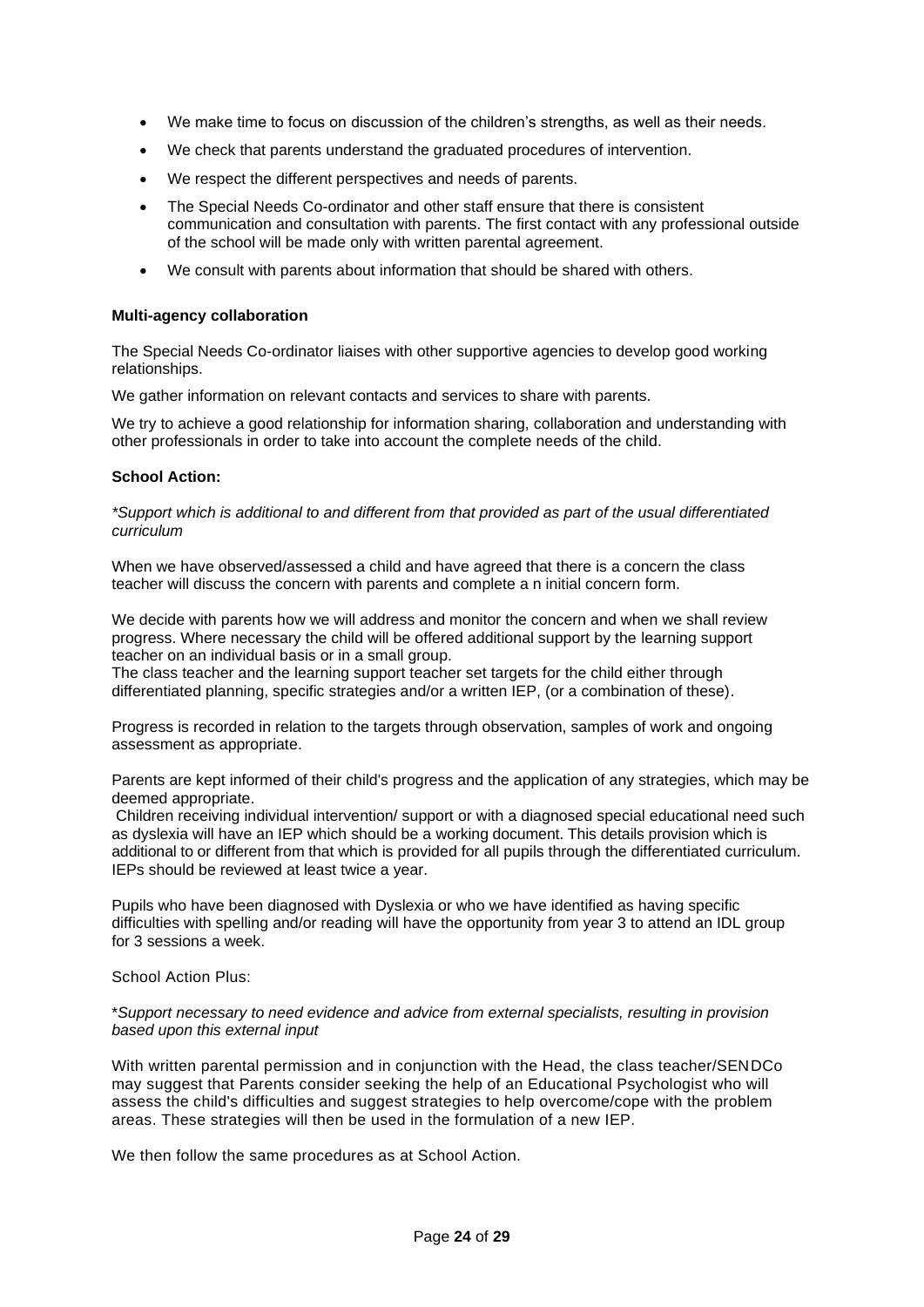- We make time to focus on discussion of the children's strengths, as well as their needs.
- We check that parents understand the graduated procedures of intervention.
- We respect the different perspectives and needs of parents.
- The Special Needs Co-ordinator and other staff ensure that there is consistent communication and consultation with parents. The first contact with any professional outside of the school will be made only with written parental agreement.
- We consult with parents about information that should be shared with others.

**Multi-agency collaboration**

The Special Needs Co-ordinator liaises with other supportive agencies to develop good working relationships.

We gather information on relevant contacts and services to share with parents.

We try to achieve a good relationship for information sharing, collaboration and understanding with other professionals in order to take into account the complete needs of the child.

**School Action:**

**Support which is additional to and different from that provided as part of the usual differentiated curriculum*

When we have observed/assessed a child and have agreed that there is a concern the class teacher will discuss the concern with parents and complete a n initial concern form.

We decide with parents how we will address and monitor the concern and when we shall review progress. Where necessary the child will be offered additional support by the learning support teacher on an individual basis or in a small group.
The class teacher and the learning support teacher set targets for the child either through differentiated planning, specific strategies and/or a written IEP, (or a combination of these).

Progress is recorded in relation to the targets through observation, samples of work and ongoing assessment as appropriate.

Parents are kept informed of their child's progress and the application of any strategies, which may be deemed appropriate.
Children receiving individual intervention/ support or with a diagnosed special educational need such as dyslexia will have an IEP which should be a working document. This details provision which is additional to or different from that which is provided for all pupils through the differentiated curriculum. IEPs should be reviewed at least twice a year.

Pupils who have been diagnosed with Dyslexia or who we have identified as having specific difficulties with spelling and/or reading will have the opportunity from year 3 to attend an IDL group for 3 sessions a week.

School Action Plus:

**Support necessary to need evidence and advice from external specialists, resulting in provision based upon this external input*

With written parental permission and in conjunction with the Head, the class teacher/SENDCo may suggest that Parents consider seeking the help of an Educational Psychologist who will assess the child's difficulties and suggest strategies to help overcome/cope with the problem areas. These strategies will then be used in the formulation of a new IEP.

We then follow the same procedures as at School Action.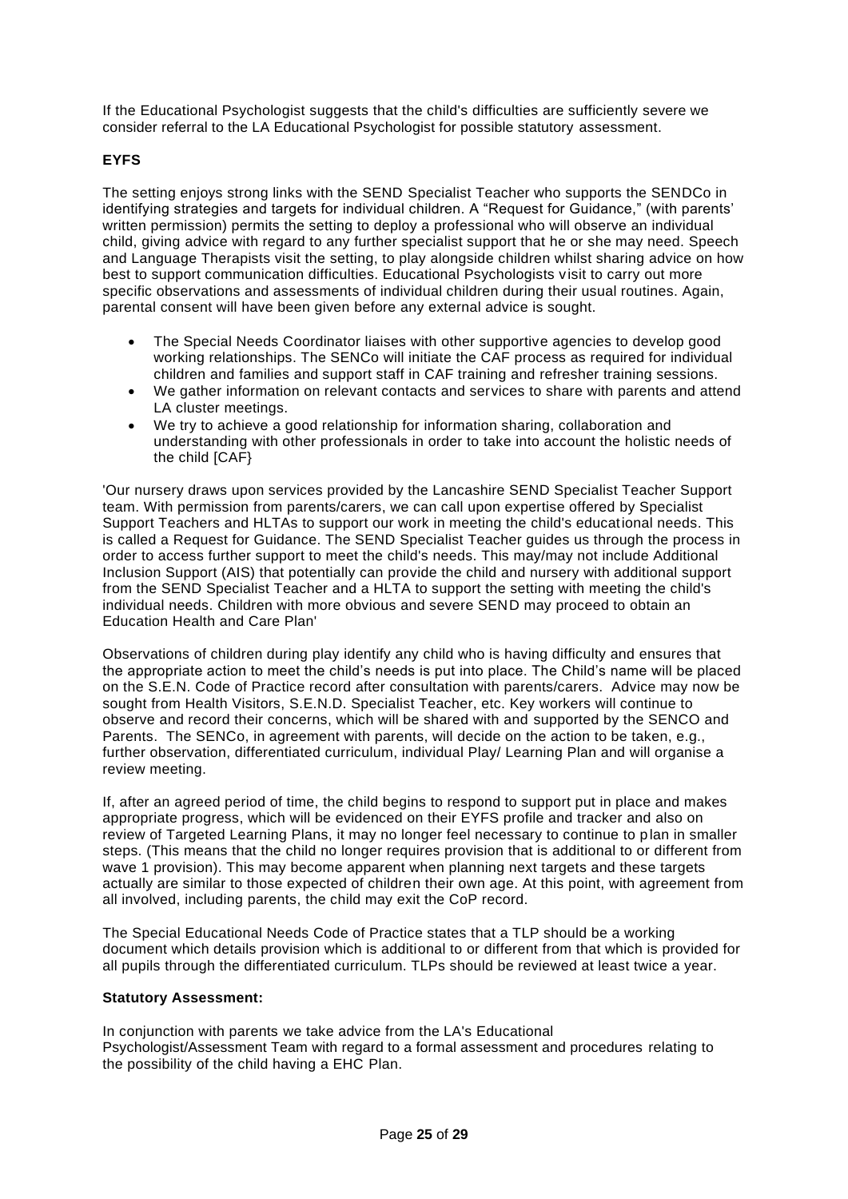If the Educational Psychologist suggests that the child's difficulties are sufficiently severe we consider referral to the LA Educational Psychologist for possible statutory assessment.

**EYFS**

The setting enjoys strong links with the SEND Specialist Teacher who supports the SENDCo in identifying strategies and targets for individual children. A "Request for Guidance," (with parents' written permission) permits the setting to deploy a professional who will observe an individual child, giving advice with regard to any further specialist support that he or she may need. Speech and Language Therapists visit the setting, to play alongside children whilst sharing advice on how best to support communication difficulties. Educational Psychologists visit to carry out more specific observations and assessments of individual children during their usual routines. Again, parental consent will have been given before any external advice is sought.

- The Special Needs Coordinator liaises with other supportive agencies to develop good working relationships. The SENCo will initiate the CAF process as required for individual children and families and support staff in CAF training and refresher training sessions.
- We gather information on relevant contacts and services to share with parents and attend LA cluster meetings.
- We try to achieve a good relationship for information sharing, collaboration and understanding with other professionals in order to take into account the holistic needs of the child [CAF}

'Our nursery draws upon services provided by the Lancashire SEND Specialist Teacher Support team. With permission from parents/carers, we can call upon expertise offered by Specialist Support Teachers and HLTAs to support our work in meeting the child's educational needs. This is called a Request for Guidance. The SEND Specialist Teacher guides us through the process in order to access further support to meet the child's needs. This may/may not include Additional Inclusion Support (AIS) that potentially can provide the child and nursery with additional support from the SEND Specialist Teacher and a HLTA to support the setting with meeting the child's individual needs. Children with more obvious and severe SEND may proceed to obtain an Education Health and Care Plan'

Observations of children during play identify any child who is having difficulty and ensures that the appropriate action to meet the child's needs is put into place. The Child's name will be placed on the S.E.N. Code of Practice record after consultation with parents/carers. Advice may now be sought from Health Visitors, S.E.N.D. Specialist Teacher, etc. Key workers will continue to observe and record their concerns, which will be shared with and supported by the SENCO and Parents. The SENCo, in agreement with parents, will decide on the action to be taken, e.g., further observation, differentiated curriculum, individual Play/ Learning Plan and will organise a review meeting.

If, after an agreed period of time, the child begins to respond to support put in place and makes appropriate progress, which will be evidenced on their EYFS profile and tracker and also on review of Targeted Learning Plans, it may no longer feel necessary to continue to plan in smaller steps. (This means that the child no longer requires provision that is additional to or different from wave 1 provision). This may become apparent when planning next targets and these targets actually are similar to those expected of children their own age. At this point, with agreement from all involved, including parents, the child may exit the CoP record.

The Special Educational Needs Code of Practice states that a TLP should be a working document which details provision which is additional to or different from that which is provided for all pupils through the differentiated curriculum. TLPs should be reviewed at least twice a year.

**Statutory Assessment:**

In conjunction with parents we take advice from the LA's Educational Psychologist/Assessment Team with regard to a formal assessment and procedures relating to the possibility of the child having a EHC Plan.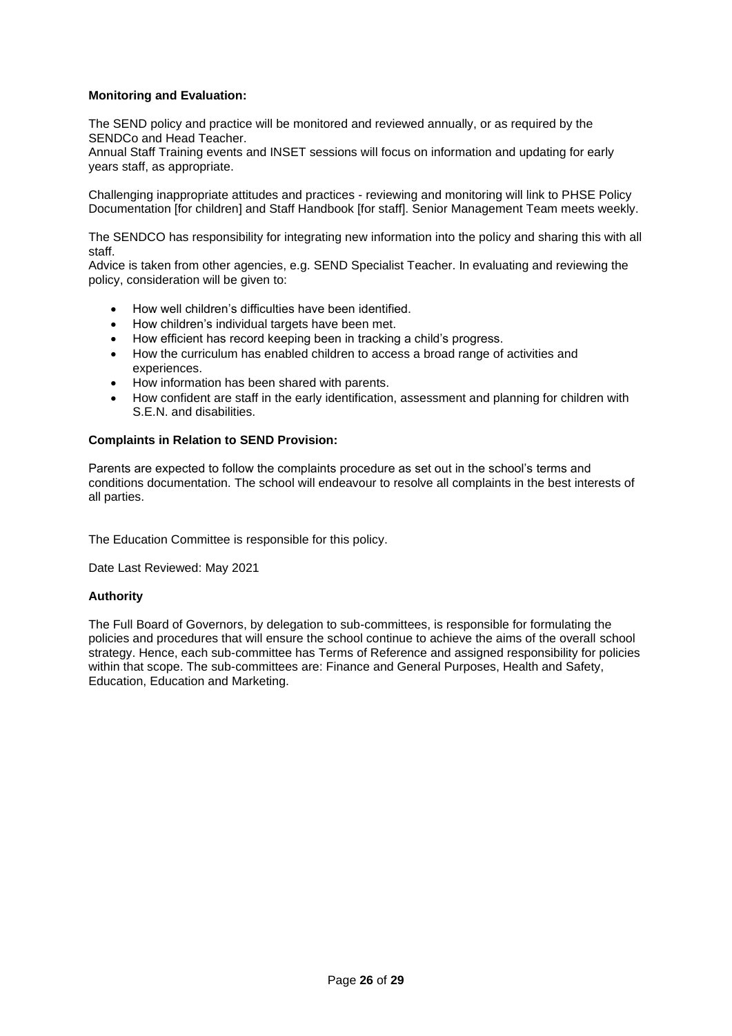**Monitoring and Evaluation:**

The SEND policy and practice will be monitored and reviewed annually, or as required by the SENDCo and Head Teacher.
Annual Staff Training events and INSET sessions will focus on information and updating for early years staff, as appropriate.

Challenging inappropriate attitudes and practices - reviewing and monitoring will link to PHSE Policy Documentation [for children] and Staff Handbook [for staff]. Senior Management Team meets weekly.

The SENDCO has responsibility for integrating new information into the policy and sharing this with all staff.
Advice is taken from other agencies, e.g. SEND Specialist Teacher. In evaluating and reviewing the policy, consideration will be given to:

- How well children's difficulties have been identified.
- How children's individual targets have been met.
- How efficient has record keeping been in tracking a child's progress.
- How the curriculum has enabled children to access a broad range of activities and experiences.
- How information has been shared with parents.
- How confident are staff in the early identification, assessment and planning for children with S.E.N. and disabilities.

**Complaints in Relation to SEND Provision:**

Parents are expected to follow the complaints procedure as set out in the school's terms and conditions documentation. The school will endeavour to resolve all complaints in the best interests of all parties.

The Education Committee is responsible for this policy.

Date Last Reviewed: May 2021

**Authority**

The Full Board of Governors, by delegation to sub-committees, is responsible for formulating the policies and procedures that will ensure the school continue to achieve the aims of the overall school strategy. Hence, each sub-committee has Terms of Reference and assigned responsibility for policies within that scope. The sub-committees are: Finance and General Purposes, Health and Safety, Education, Education and Marketing.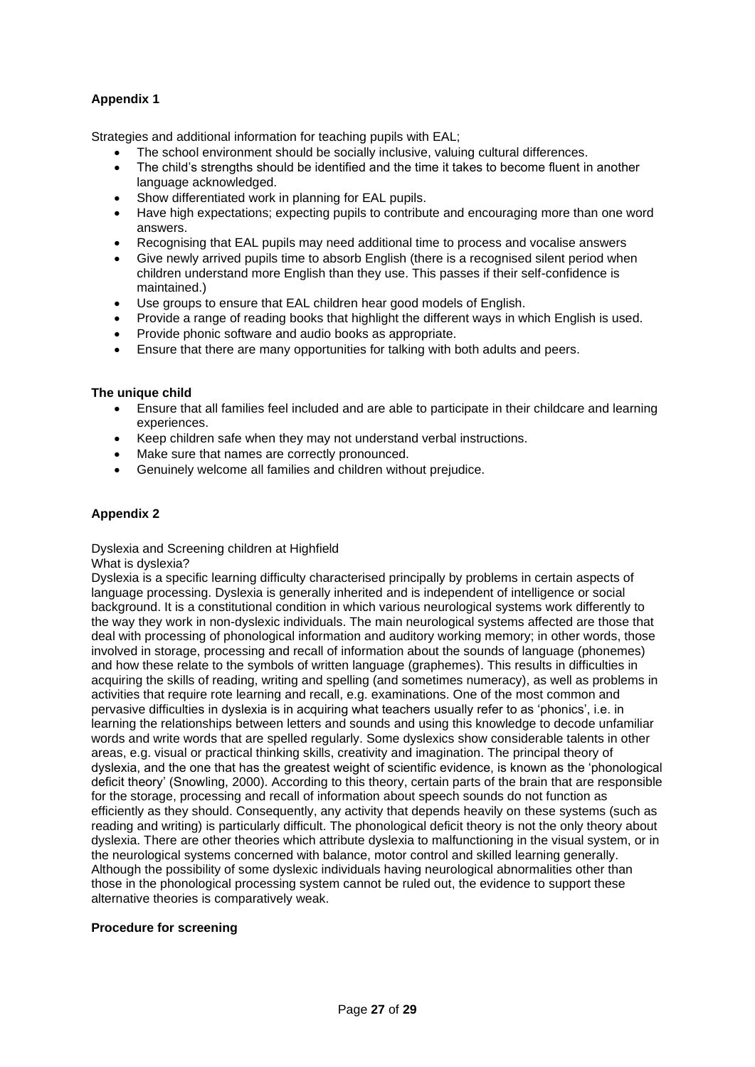**Appendix 1**

Strategies and additional information for teaching pupils with EAL;

- The school environment should be socially inclusive, valuing cultural differences.
- The child's strengths should be identified and the time it takes to become fluent in another language acknowledged.
- Show differentiated work in planning for EAL pupils.
- Have high expectations; expecting pupils to contribute and encouraging more than one word answers.
- Recognising that EAL pupils may need additional time to process and vocalise answers
- Give newly arrived pupils time to absorb English (there is a recognised silent period when children understand more English than they use. This passes if their self-confidence is maintained.)
- Use groups to ensure that EAL children hear good models of English.
- Provide a range of reading books that highlight the different ways in which English is used.
- Provide phonic software and audio books as appropriate.
- Ensure that there are many opportunities for talking with both adults and peers.

**The unique child**

- Ensure that all families feel included and are able to participate in their childcare and learning experiences.
- Keep children safe when they may not understand verbal instructions.
- Make sure that names are correctly pronounced.
- Genuinely welcome all families and children without prejudice.

**Appendix 2**

Dyslexia and Screening children at Highfield

What is dyslexia?

Dyslexia is a specific learning difficulty characterised principally by problems in certain aspects of language processing. Dyslexia is generally inherited and is independent of intelligence or social background. It is a constitutional condition in which various neurological systems work differently to the way they work in non-dyslexic individuals. The main neurological systems affected are those that deal with processing of phonological information and auditory working memory; in other words, those involved in storage, processing and recall of information about the sounds of language (phonemes) and how these relate to the symbols of written language (graphemes). This results in difficulties in acquiring the skills of reading, writing and spelling (and sometimes numeracy), as well as problems in activities that require rote learning and recall, e.g. examinations. One of the most common and pervasive difficulties in dyslexia is in acquiring what teachers usually refer to as 'phonics', i.e. in learning the relationships between letters and sounds and using this knowledge to decode unfamiliar words and write words that are spelled regularly. Some dyslexics show considerable talents in other areas, e.g. visual or practical thinking skills, creativity and imagination. The principal theory of dyslexia, and the one that has the greatest weight of scientific evidence, is known as the 'phonological deficit theory' (Snowling, 2000). According to this theory, certain parts of the brain that are responsible for the storage, processing and recall of information about speech sounds do not function as efficiently as they should. Consequently, any activity that depends heavily on these systems (such as reading and writing) is particularly difficult. The phonological deficit theory is not the only theory about dyslexia. There are other theories which attribute dyslexia to malfunctioning in the visual system, or in the neurological systems concerned with balance, motor control and skilled learning generally. Although the possibility of some dyslexic individuals having neurological abnormalities other than those in the phonological processing system cannot be ruled out, the evidence to support these alternative theories is comparatively weak.

**Procedure for screening**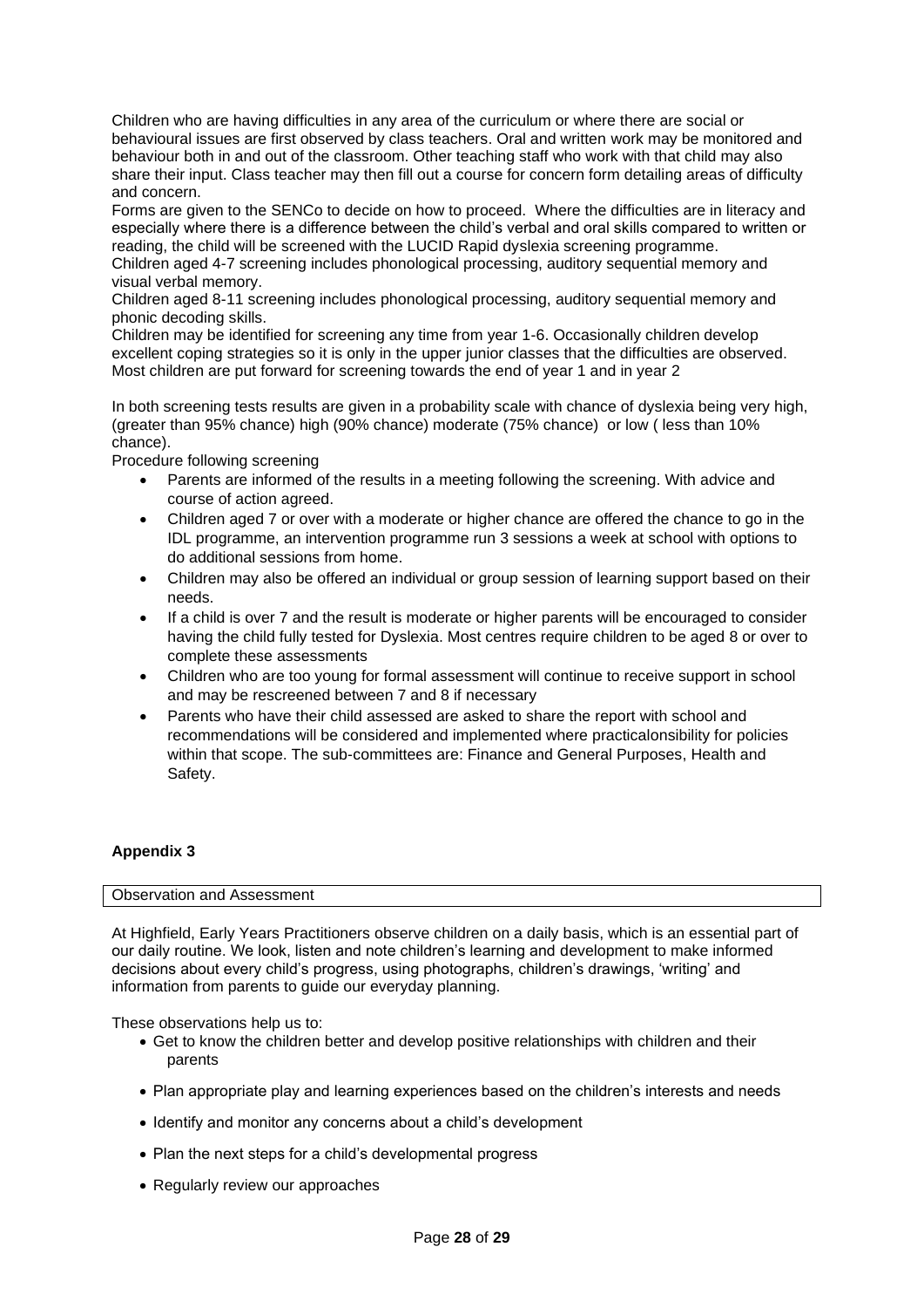Children who are having difficulties in any area of the curriculum or where there are social or behavioural issues are first observed by class teachers. Oral and written work may be monitored and behaviour both in and out of the classroom. Other teaching staff who work with that child may also share their input. Class teacher may then fill out a course for concern form detailing areas of difficulty and concern.

Forms are given to the SENCo to decide on how to proceed. Where the difficulties are in literacy and especially where there is a difference between the child's verbal and oral skills compared to written or reading, the child will be screened with the LUCID Rapid dyslexia screening programme.

Children aged 4-7 screening includes phonological processing, auditory sequential memory and visual verbal memory.

Children aged 8-11 screening includes phonological processing, auditory sequential memory and phonic decoding skills.

Children may be identified for screening any time from year 1-6. Occasionally children develop excellent coping strategies so it is only in the upper junior classes that the difficulties are observed. Most children are put forward for screening towards the end of year 1 and in year 2

In both screening tests results are given in a probability scale with chance of dyslexia being very high, (greater than 95% chance) high (90% chance) moderate (75% chance) or low ( less than 10% chance).

Procedure following screening

- Parents are informed of the results in a meeting following the screening. With advice and course of action agreed.
- Children aged 7 or over with a moderate or higher chance are offered the chance to go in the IDL programme, an intervention programme run 3 sessions a week at school with options to do additional sessions from home.
- Children may also be offered an individual or group session of learning support based on their needs.
- If a child is over 7 and the result is moderate or higher parents will be encouraged to consider having the child fully tested for Dyslexia. Most centres require children to be aged 8 or over to complete these assessments
- Children who are too young for formal assessment will continue to receive support in school and may be rescreened between 7 and 8 if necessary
- Parents who have their child assessed are asked to share the report with school and recommendations will be considered and implemented where practicalonsibility for policies within that scope. The sub-committees are: Finance and General Purposes, Health and Safety.

**Appendix 3**

| Observation and Assessment |
|---|

At Highfield, Early Years Practitioners observe children on a daily basis, which is an essential part of our daily routine. We look, listen and note children's learning and development to make informed decisions about every child's progress, using photographs, children's drawings, 'writing' and information from parents to guide our everyday planning.

These observations help us to:

- Get to know the children better and develop positive relationships with children and their parents
- Plan appropriate play and learning experiences based on the children's interests and needs
- Identify and monitor any concerns about a child's development
- Plan the next steps for a child's developmental progress
- Regularly review our approaches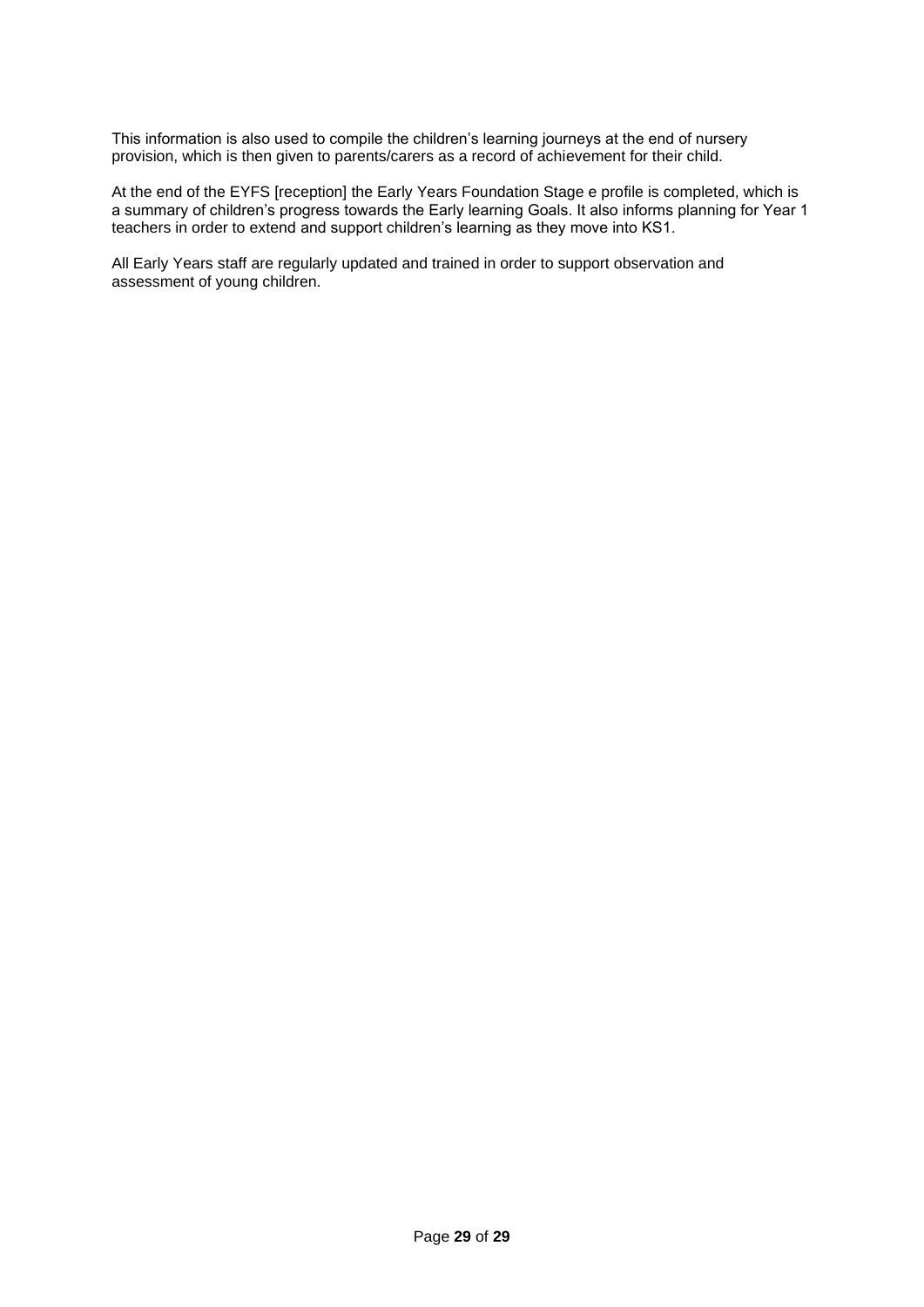This information is also used to compile the children's learning journeys at the end of nursery provision, which is then given to parents/carers as a record of achievement for their child.

At the end of the EYFS [reception] the Early Years Foundation Stage e profile is completed, which is a summary of children's progress towards the Early learning Goals. It also informs planning for Year 1 teachers in order to extend and support children's learning as they move into KS1.

All Early Years staff are regularly updated and trained in order to support observation and assessment of young children.